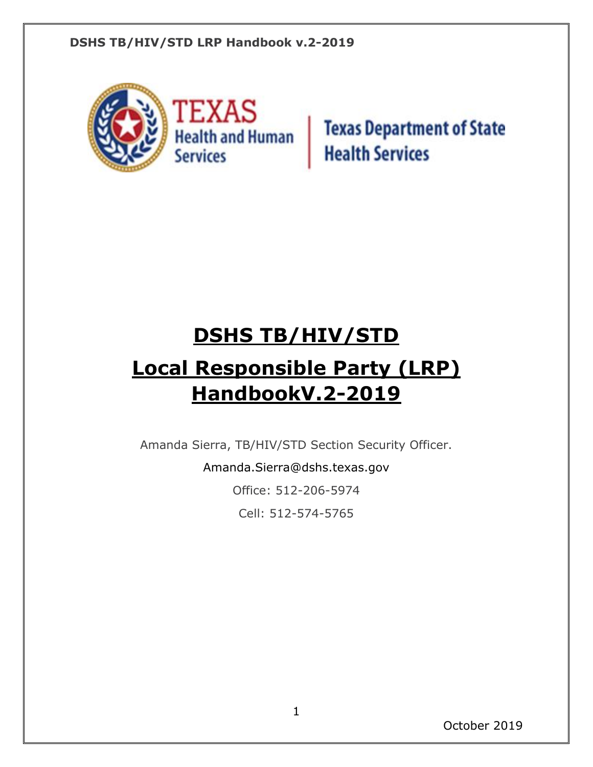# DSHS TB/HIV/STD

# Local Responsible Party (LRP) HandbookV.2-2019

Amanda Sierra, TB/HIV/STD Section Security Officer.

Amanda.Sierra@dshs.texas.gov

Office: 512-206-5974

Cell: 512-574-5765

October 2019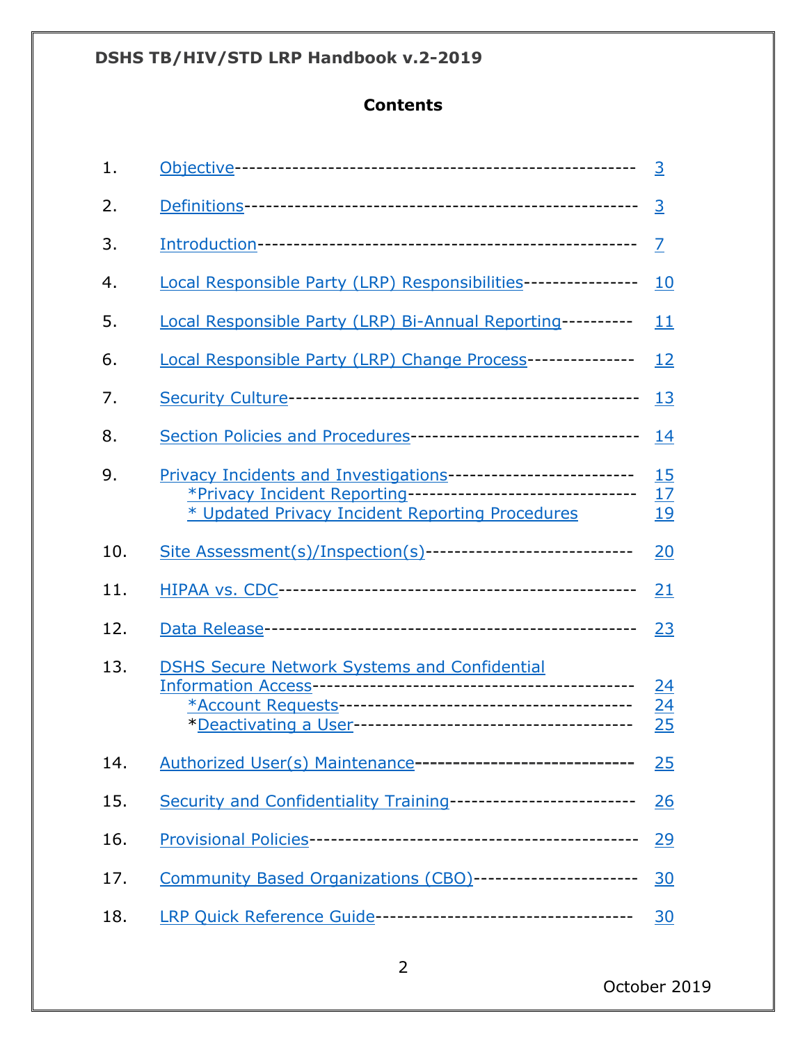# Contents

| | | |
|---|---|---|
| 1. | Objective | 3 |
| 2. | Definitions | 3 |
| 3. | Introduction | 7 |
| 4. | Local Responsible Party (LRP) Responsibilities | 10 |
| 5. | Local Responsible Party (LRP) Bi-Annual Reporting | 11 |
| 6. | Local Responsible Party (LRP) Change Process | 12 |
| 7. | Security Culture | 13 |
| 8. | Section Policies and Procedures | 14 |
| 9. | Privacy Incidents and Investigations | 15 |
| | *Privacy Incident Reporting | 17 |
| | * Updated Privacy Incident Reporting Procedures | 19 |
| 10. | Site Assessment(s)/Inspection(s) | 20 |
| 11. | HIPAA vs. CDC | 21 |
| 12. | Data Release | 23 |
| 13. | DSHS Secure Network Systems and Confidential Information Access | 24 |
| | *Account Requests | 24 |
| | *Deactivating a User | 25 |
| 14. | Authorized User(s) Maintenance | 25 |
| 15. | Security and Confidentiality Training | 26 |
| 16. | Provisional Policies | 29 |
| 17. | Community Based Organizations (CBO) | 30 |
| 18. | LRP Quick Reference Guide | 30 |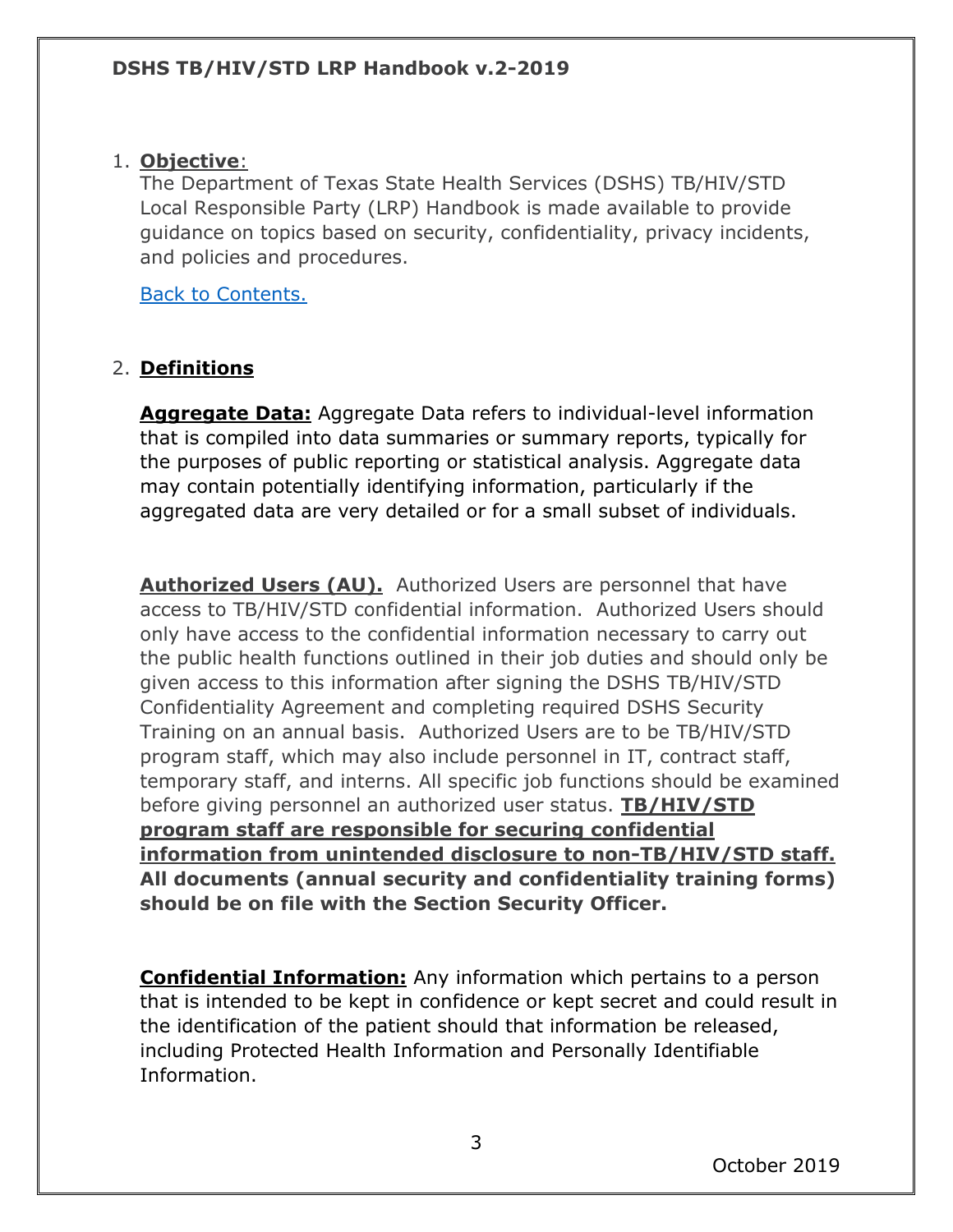1. **Objective**:
   The Department of Texas State Health Services (DSHS) TB/HIV/STD Local Responsible Party (LRP) Handbook is made available to provide guidance on topics based on security, confidentiality, privacy incidents, and policies and procedures.

   [Back to Contents.]

2. **Definitions**

   **Aggregate Data:** Aggregate Data refers to individual-level information that is compiled into data summaries or summary reports, typically for the purposes of public reporting or statistical analysis. Aggregate data may contain potentially identifying information, particularly if the aggregated data are very detailed or for a small subset of individuals.

   **Authorized Users (AU).** Authorized Users are personnel that have access to TB/HIV/STD confidential information. Authorized Users should only have access to the confidential information necessary to carry out the public health functions outlined in their job duties and should only be given access to this information after signing the DSHS TB/HIV/STD Confidentiality Agreement and completing required DSHS Security Training on an annual basis. Authorized Users are to be TB/HIV/STD program staff, which may also include personnel in IT, contract staff, temporary staff, and interns. All specific job functions should be examined before giving personnel an authorized user status. **TB/HIV/STD program staff are responsible for securing confidential information from unintended disclosure to non-TB/HIV/STD staff. All documents (annual security and confidentiality training forms) should be on file with the Section Security Officer.**

   **Confidential Information:** Any information which pertains to a person that is intended to be kept in confidence or kept secret and could result in the identification of the patient should that information be released, including Protected Health Information and Personally Identifiable Information.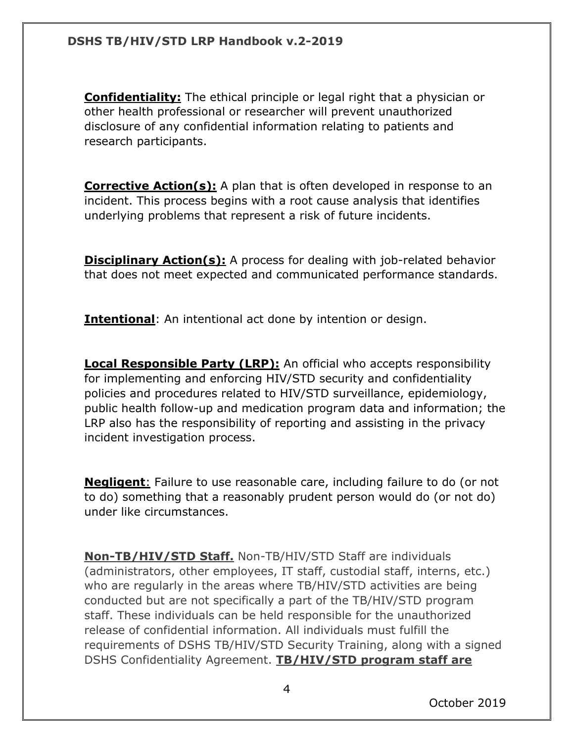**Confidentiality:** The ethical principle or legal right that a physician or other health professional or researcher will prevent unauthorized disclosure of any confidential information relating to patients and research participants.

**Corrective Action(s):** A plan that is often developed in response to an incident. This process begins with a root cause analysis that identifies underlying problems that represent a risk of future incidents.

**Disciplinary Action(s):** A process for dealing with job-related behavior that does not meet expected and communicated performance standards.

**Intentional**: An intentional act done by intention or design.

**Local Responsible Party (LRP):** An official who accepts responsibility for implementing and enforcing HIV/STD security and confidentiality policies and procedures related to HIV/STD surveillance, epidemiology, public health follow-up and medication program data and information; the LRP also has the responsibility of reporting and assisting in the privacy incident investigation process.

**Negligent**: Failure to use reasonable care, including failure to do (or not to do) something that a reasonably prudent person would do (or not do) under like circumstances.

**Non-TB/HIV/STD Staff.** Non-TB/HIV/STD Staff are individuals (administrators, other employees, IT staff, custodial staff, interns, etc.) who are regularly in the areas where TB/HIV/STD activities are being conducted but are not specifically a part of the TB/HIV/STD program staff. These individuals can be held responsible for the unauthorized release of confidential information. All individuals must fulfill the requirements of DSHS TB/HIV/STD Security Training, along with a signed DSHS Confidentiality Agreement. **TB/HIV/STD program staff are**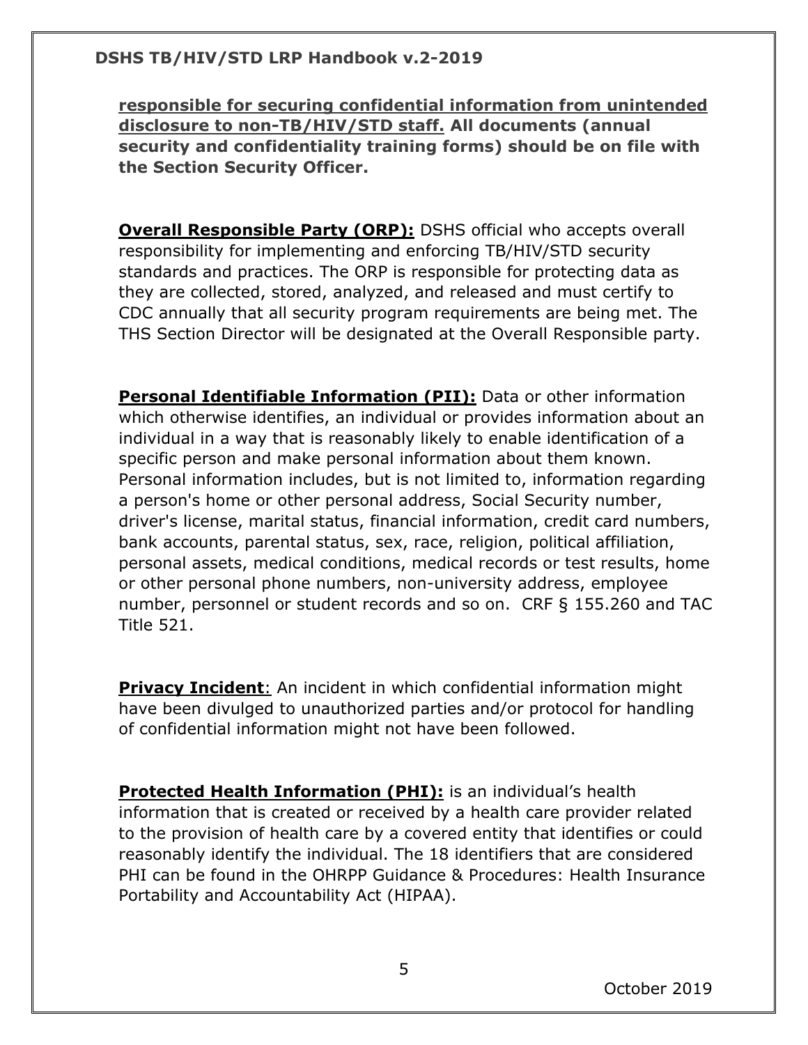**responsible for securing confidential information from unintended disclosure to non-TB/HIV/STD staff. All documents (annual security and confidentiality training forms) should be on file with the Section Security Officer.**

**Overall Responsible Party (ORP):** DSHS official who accepts overall responsibility for implementing and enforcing TB/HIV/STD security standards and practices. The ORP is responsible for protecting data as they are collected, stored, analyzed, and released and must certify to CDC annually that all security program requirements are being met. The THS Section Director will be designated at the Overall Responsible party.

**Personal Identifiable Information (PII):** Data or other information which otherwise identifies, an individual or provides information about an individual in a way that is reasonably likely to enable identification of a specific person and make personal information about them known. Personal information includes, but is not limited to, information regarding a person's home or other personal address, Social Security number, driver's license, marital status, financial information, credit card numbers, bank accounts, parental status, sex, race, religion, political affiliation, personal assets, medical conditions, medical records or test results, home or other personal phone numbers, non-university address, employee number, personnel or student records and so on. CRF § 155.260 and TAC Title 521.

**Privacy Incident**: An incident in which confidential information might have been divulged to unauthorized parties and/or protocol for handling of confidential information might not have been followed.

**Protected Health Information (PHI):** is an individual's health information that is created or received by a health care provider related to the provision of health care by a covered entity that identifies or could reasonably identify the individual. The 18 identifiers that are considered PHI can be found in the OHRPP Guidance & Procedures: Health Insurance Portability and Accountability Act (HIPAA).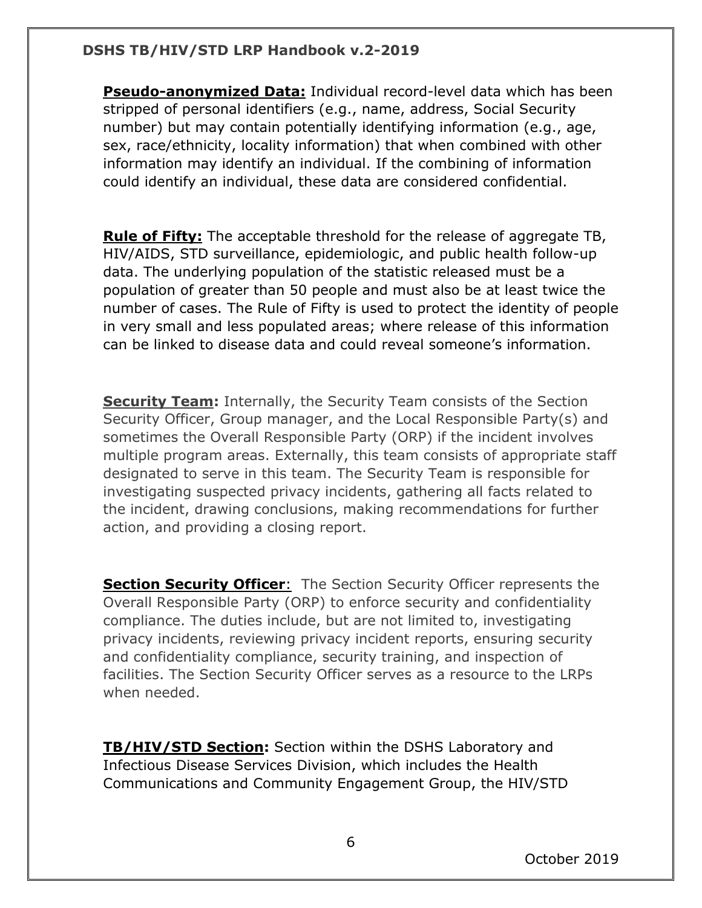**Pseudo-anonymized Data:** Individual record-level data which has been stripped of personal identifiers (e.g., name, address, Social Security number) but may contain potentially identifying information (e.g., age, sex, race/ethnicity, locality information) that when combined with other information may identify an individual. If the combining of information could identify an individual, these data are considered confidential.

**Rule of Fifty:** The acceptable threshold for the release of aggregate TB, HIV/AIDS, STD surveillance, epidemiologic, and public health follow-up data. The underlying population of the statistic released must be a population of greater than 50 people and must also be at least twice the number of cases. The Rule of Fifty is used to protect the identity of people in very small and less populated areas; where release of this information can be linked to disease data and could reveal someone's information.

**Security Team:** Internally, the Security Team consists of the Section Security Officer, Group manager, and the Local Responsible Party(s) and sometimes the Overall Responsible Party (ORP) if the incident involves multiple program areas. Externally, this team consists of appropriate staff designated to serve in this team. The Security Team is responsible for investigating suspected privacy incidents, gathering all facts related to the incident, drawing conclusions, making recommendations for further action, and providing a closing report.

**Section Security Officer**: The Section Security Officer represents the Overall Responsible Party (ORP) to enforce security and confidentiality compliance. The duties include, but are not limited to, investigating privacy incidents, reviewing privacy incident reports, ensuring security and confidentiality compliance, security training, and inspection of facilities. The Section Security Officer serves as a resource to the LRPs when needed.

**TB/HIV/STD Section:** Section within the DSHS Laboratory and Infectious Disease Services Division, which includes the Health Communications and Community Engagement Group, the HIV/STD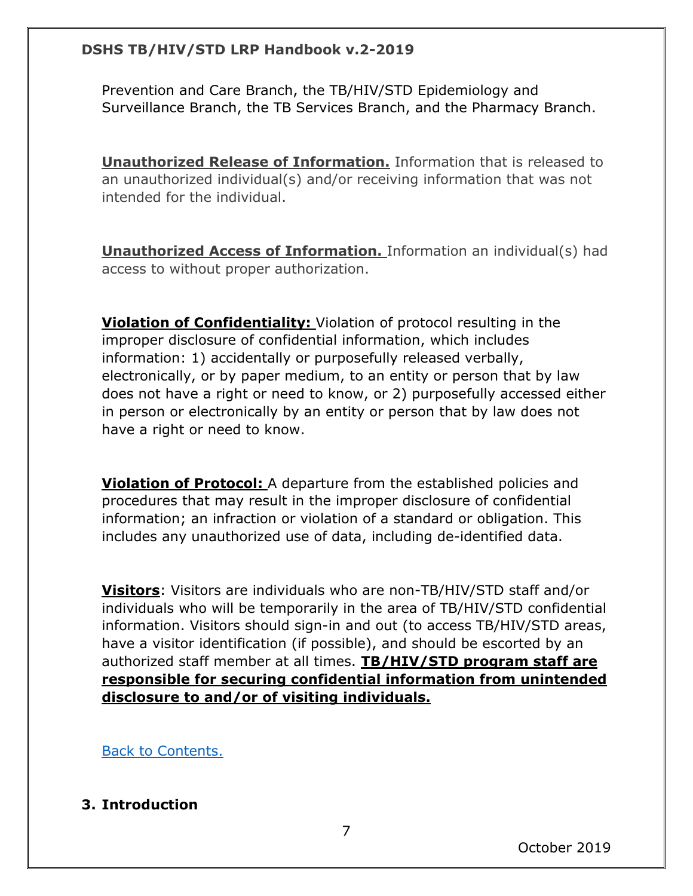Prevention and Care Branch, the TB/HIV/STD Epidemiology and Surveillance Branch, the TB Services Branch, and the Pharmacy Branch.

**Unauthorized Release of Information.** Information that is released to an unauthorized individual(s) and/or receiving information that was not intended for the individual.

**Unauthorized Access of Information.** Information an individual(s) had access to without proper authorization.

**Violation of Confidentiality:** Violation of protocol resulting in the improper disclosure of confidential information, which includes information: 1) accidentally or purposefully released verbally, electronically, or by paper medium, to an entity or person that by law does not have a right or need to know, or 2) purposefully accessed either in person or electronically by an entity or person that by law does not have a right or need to know.

**Violation of Protocol:** A departure from the established policies and procedures that may result in the improper disclosure of confidential information; an infraction or violation of a standard or obligation. This includes any unauthorized use of data, including de-identified data.

**Visitors**: Visitors are individuals who are non-TB/HIV/STD staff and/or individuals who will be temporarily in the area of TB/HIV/STD confidential information. Visitors should sign-in and out (to access TB/HIV/STD areas, have a visitor identification (if possible), and should be escorted by an authorized staff member at all times. **TB/HIV/STD program staff are responsible for securing confidential information from unintended disclosure to and/or of visiting individuals.**

Back to Contents.

## 3. Introduction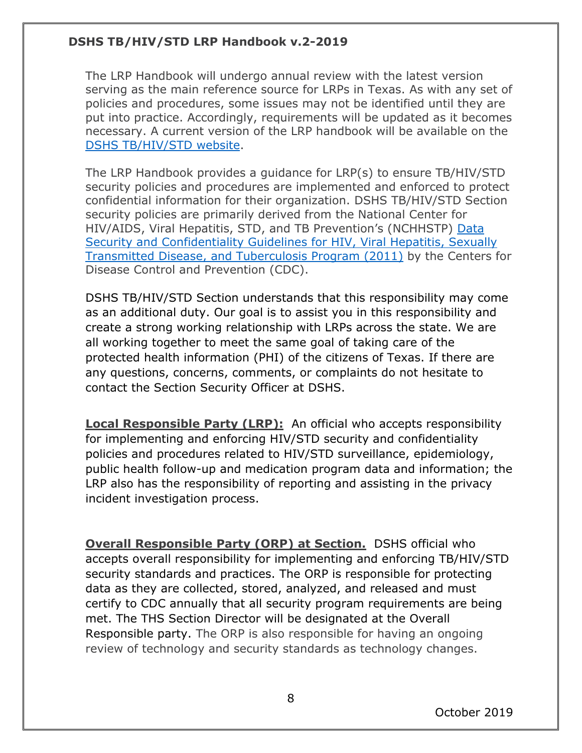The LRP Handbook will undergo annual review with the latest version serving as the main reference source for LRPs in Texas. As with any set of policies and procedures, some issues may not be identified until they are put into practice. Accordingly, requirements will be updated as it becomes necessary. A current version of the LRP handbook will be available on the DSHS TB/HIV/STD website.

The LRP Handbook provides a guidance for LRP(s) to ensure TB/HIV/STD security policies and procedures are implemented and enforced to protect confidential information for their organization. DSHS TB/HIV/STD Section security policies are primarily derived from the National Center for HIV/AIDS, Viral Hepatitis, STD, and TB Prevention's (NCHHSTP) Data Security and Confidentiality Guidelines for HIV, Viral Hepatitis, Sexually Transmitted Disease, and Tuberculosis Program (2011) by the Centers for Disease Control and Prevention (CDC).

DSHS TB/HIV/STD Section understands that this responsibility may come as an additional duty. Our goal is to assist you in this responsibility and create a strong working relationship with LRPs across the state. We are all working together to meet the same goal of taking care of the protected health information (PHI) of the citizens of Texas. If there are any questions, concerns, comments, or complaints do not hesitate to contact the Section Security Officer at DSHS.

**Local Responsible Party (LRP):** An official who accepts responsibility for implementing and enforcing HIV/STD security and confidentiality policies and procedures related to HIV/STD surveillance, epidemiology, public health follow-up and medication program data and information; the LRP also has the responsibility of reporting and assisting in the privacy incident investigation process.

**Overall Responsible Party (ORP) at Section.** DSHS official who accepts overall responsibility for implementing and enforcing TB/HIV/STD security standards and practices. The ORP is responsible for protecting data as they are collected, stored, analyzed, and released and must certify to CDC annually that all security program requirements are being met. The THS Section Director will be designated at the Overall Responsible party. The ORP is also responsible for having an ongoing review of technology and security standards as technology changes.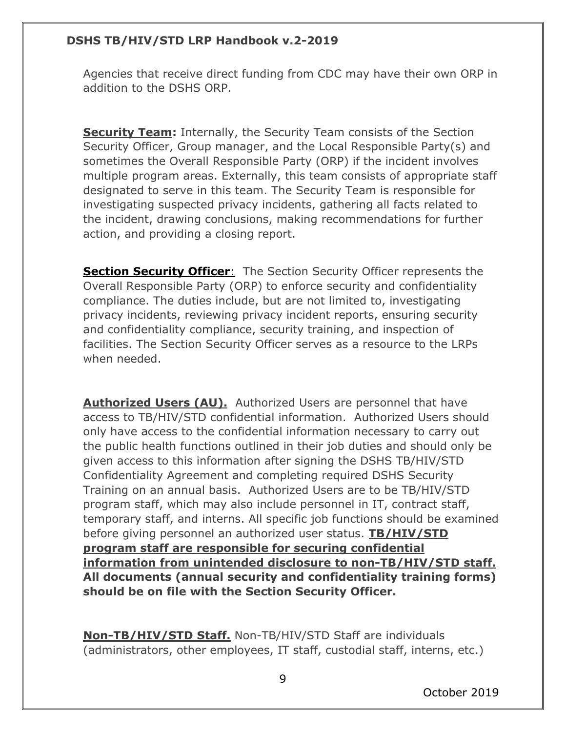Agencies that receive direct funding from CDC may have their own ORP in addition to the DSHS ORP.

**Security Team:** Internally, the Security Team consists of the Section Security Officer, Group manager, and the Local Responsible Party(s) and sometimes the Overall Responsible Party (ORP) if the incident involves multiple program areas. Externally, this team consists of appropriate staff designated to serve in this team. The Security Team is responsible for investigating suspected privacy incidents, gathering all facts related to the incident, drawing conclusions, making recommendations for further action, and providing a closing report.

**Section Security Officer**: The Section Security Officer represents the Overall Responsible Party (ORP) to enforce security and confidentiality compliance. The duties include, but are not limited to, investigating privacy incidents, reviewing privacy incident reports, ensuring security and confidentiality compliance, security training, and inspection of facilities. The Section Security Officer serves as a resource to the LRPs when needed.

**Authorized Users (AU).** Authorized Users are personnel that have access to TB/HIV/STD confidential information. Authorized Users should only have access to the confidential information necessary to carry out the public health functions outlined in their job duties and should only be given access to this information after signing the DSHS TB/HIV/STD Confidentiality Agreement and completing required DSHS Security Training on an annual basis. Authorized Users are to be TB/HIV/STD program staff, which may also include personnel in IT, contract staff, temporary staff, and interns. All specific job functions should be examined before giving personnel an authorized user status. **TB/HIV/STD program staff are responsible for securing confidential information from unintended disclosure to non-TB/HIV/STD staff. All documents (annual security and confidentiality training forms) should be on file with the Section Security Officer.**

**Non-TB/HIV/STD Staff.** Non-TB/HIV/STD Staff are individuals (administrators, other employees, IT staff, custodial staff, interns, etc.)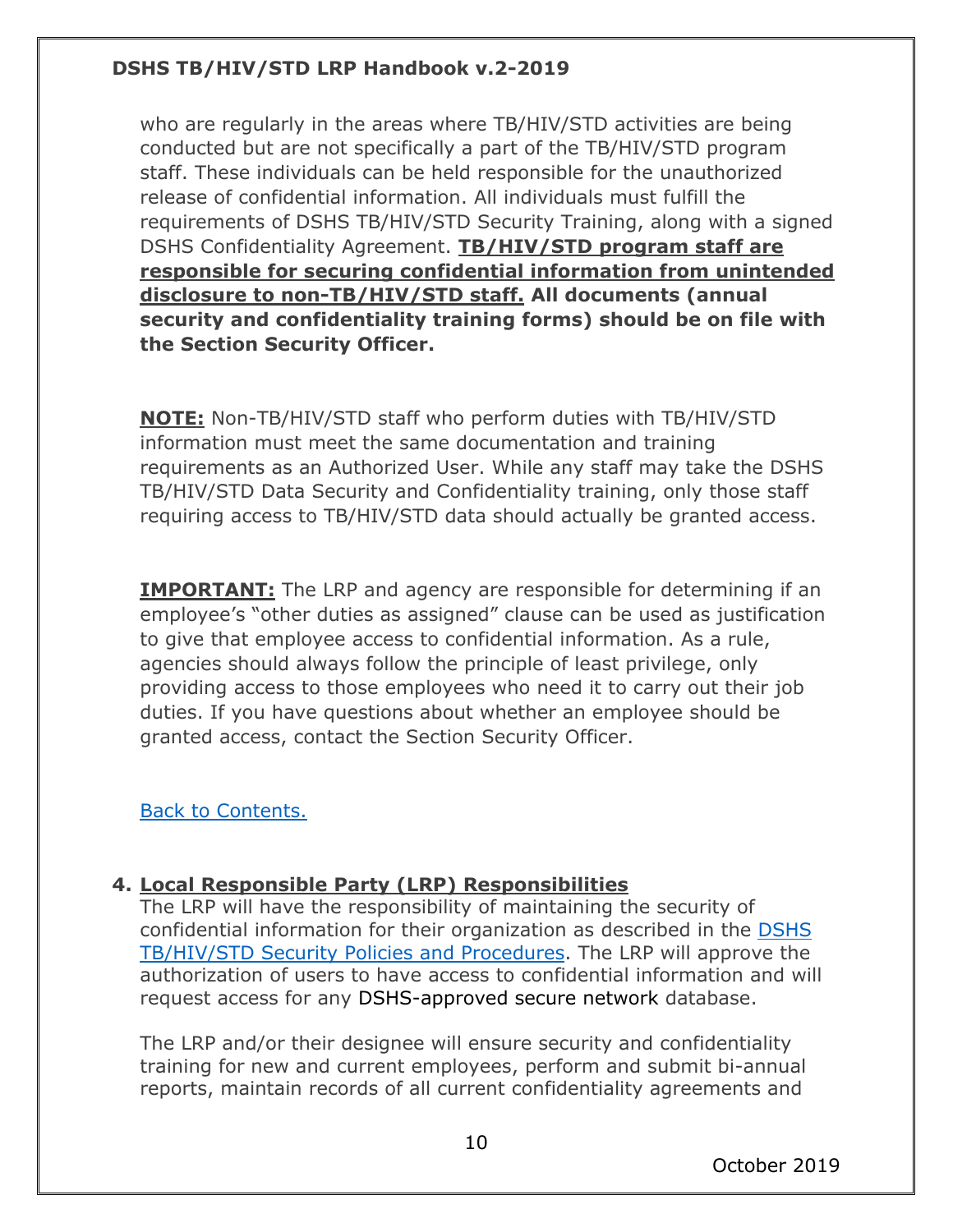who are regularly in the areas where TB/HIV/STD activities are being conducted but are not specifically a part of the TB/HIV/STD program staff. These individuals can be held responsible for the unauthorized release of confidential information. All individuals must fulfill the requirements of DSHS TB/HIV/STD Security Training, along with a signed DSHS Confidentiality Agreement. **TB/HIV/STD program staff are responsible for securing confidential information from unintended disclosure to non-TB/HIV/STD staff. All documents (annual security and confidentiality training forms) should be on file with the Section Security Officer.**

**NOTE:** Non-TB/HIV/STD staff who perform duties with TB/HIV/STD information must meet the same documentation and training requirements as an Authorized User. While any staff may take the DSHS TB/HIV/STD Data Security and Confidentiality training, only those staff requiring access to TB/HIV/STD data should actually be granted access.

**IMPORTANT:** The LRP and agency are responsible for determining if an employee's "other duties as assigned" clause can be used as justification to give that employee access to confidential information. As a rule, agencies should always follow the principle of least privilege, only providing access to those employees who need it to carry out their job duties. If you have questions about whether an employee should be granted access, contact the Section Security Officer.

Back to Contents.

## 4. Local Responsible Party (LRP) Responsibilities

The LRP will have the responsibility of maintaining the security of confidential information for their organization as described in the DSHS TB/HIV/STD Security Policies and Procedures. The LRP will approve the authorization of users to have access to confidential information and will request access for any DSHS-approved secure network database.

The LRP and/or their designee will ensure security and confidentiality training for new and current employees, perform and submit bi-annual reports, maintain records of all current confidentiality agreements and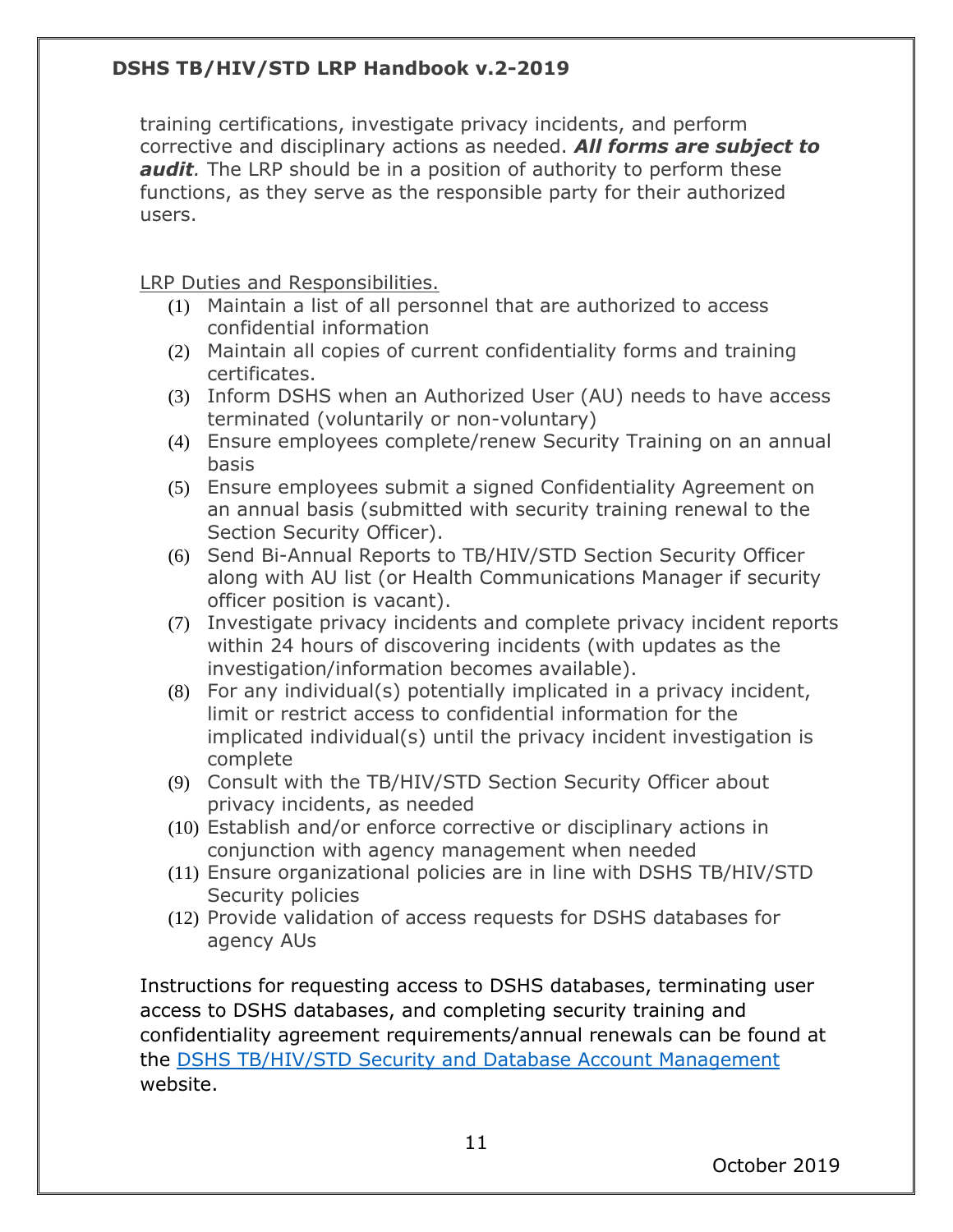training certifications, investigate privacy incidents, and perform corrective and disciplinary actions as needed. ***All forms are subject to audit.*** The LRP should be in a position of authority to perform these functions, as they serve as the responsible party for their authorized users.

<u>LRP Duties and Responsibilities.</u>

(1) Maintain a list of all personnel that are authorized to access confidential information
(2) Maintain all copies of current confidentiality forms and training certificates.
(3) Inform DSHS when an Authorized User (AU) needs to have access terminated (voluntarily or non-voluntary)
(4) Ensure employees complete/renew Security Training on an annual basis
(5) Ensure employees submit a signed Confidentiality Agreement on an annual basis (submitted with security training renewal to the Section Security Officer).
(6) Send Bi-Annual Reports to TB/HIV/STD Section Security Officer along with AU list (or Health Communications Manager if security officer position is vacant).
(7) Investigate privacy incidents and complete privacy incident reports within 24 hours of discovering incidents (with updates as the investigation/information becomes available).
(8) For any individual(s) potentially implicated in a privacy incident, limit or restrict access to confidential information for the implicated individual(s) until the privacy incident investigation is complete
(9) Consult with the TB/HIV/STD Section Security Officer about privacy incidents, as needed
(10) Establish and/or enforce corrective or disciplinary actions in conjunction with agency management when needed
(11) Ensure organizational policies are in line with DSHS TB/HIV/STD Security policies
(12) Provide validation of access requests for DSHS databases for agency AUs

Instructions for requesting access to DSHS databases, terminating user access to DSHS databases, and completing security training and confidentiality agreement requirements/annual renewals can be found at the DSHS TB/HIV/STD Security and Database Account Management website.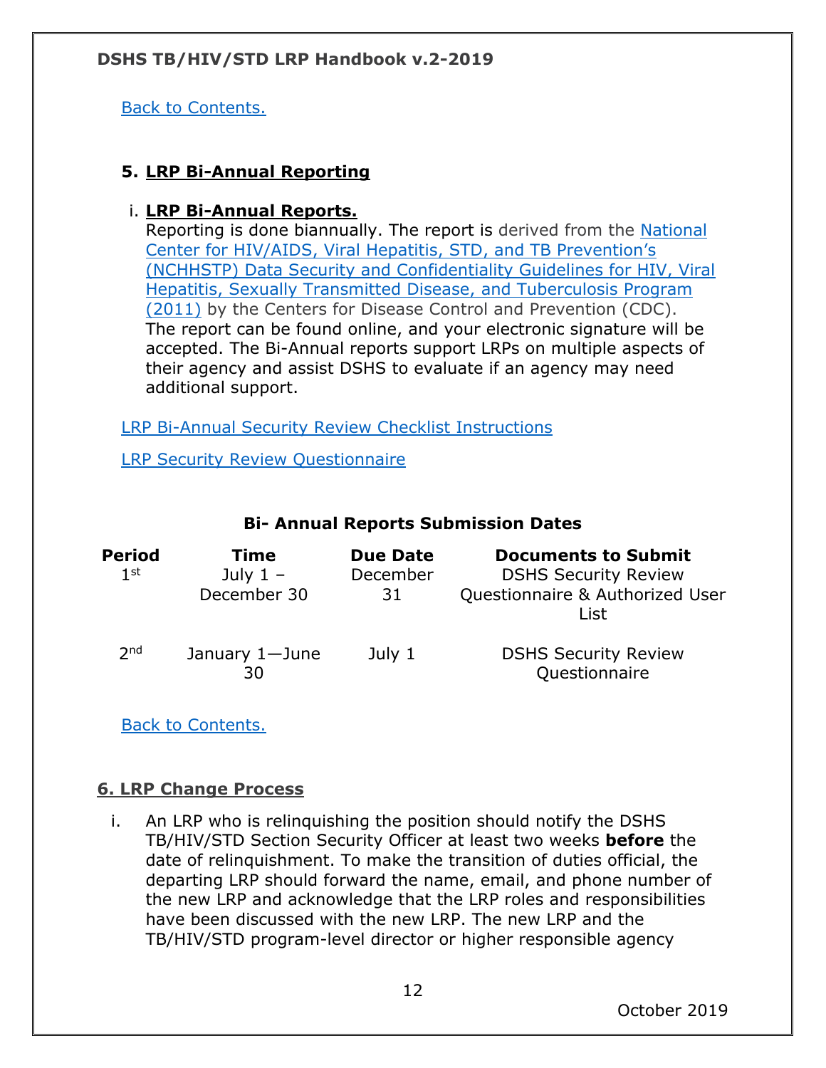Back to Contents.

## 5. LRP Bi-Annual Reporting

i. **LRP Bi-Annual Reports.**
   Reporting is done biannually. The report is derived from the National Center for HIV/AIDS, Viral Hepatitis, STD, and TB Prevention's (NCHHSTP) Data Security and Confidentiality Guidelines for HIV, Viral Hepatitis, Sexually Transmitted Disease, and Tuberculosis Program (2011) by the Centers for Disease Control and Prevention (CDC). The report can be found online, and your electronic signature will be accepted. The Bi-Annual reports support LRPs on multiple aspects of their agency and assist DSHS to evaluate if an agency may need additional support.

LRP Bi-Annual Security Review Checklist Instructions

LRP Security Review Questionnaire

**Bi- Annual Reports Submission Dates**

| Period | Time | Due Date | Documents to Submit |
|---|---|---|---|
| 1st | July 1 – December 30 | December 31 | DSHS Security Review Questionnaire & Authorized User List |
| 2nd | January 1—June 30 | July 1 | DSHS Security Review Questionnaire |

Back to Contents.

## 6. LRP Change Process

i. An LRP who is relinquishing the position should notify the DSHS TB/HIV/STD Section Security Officer at least two weeks **before** the date of relinquishment. To make the transition of duties official, the departing LRP should forward the name, email, and phone number of the new LRP and acknowledge that the LRP roles and responsibilities have been discussed with the new LRP. The new LRP and the TB/HIV/STD program-level director or higher responsible agency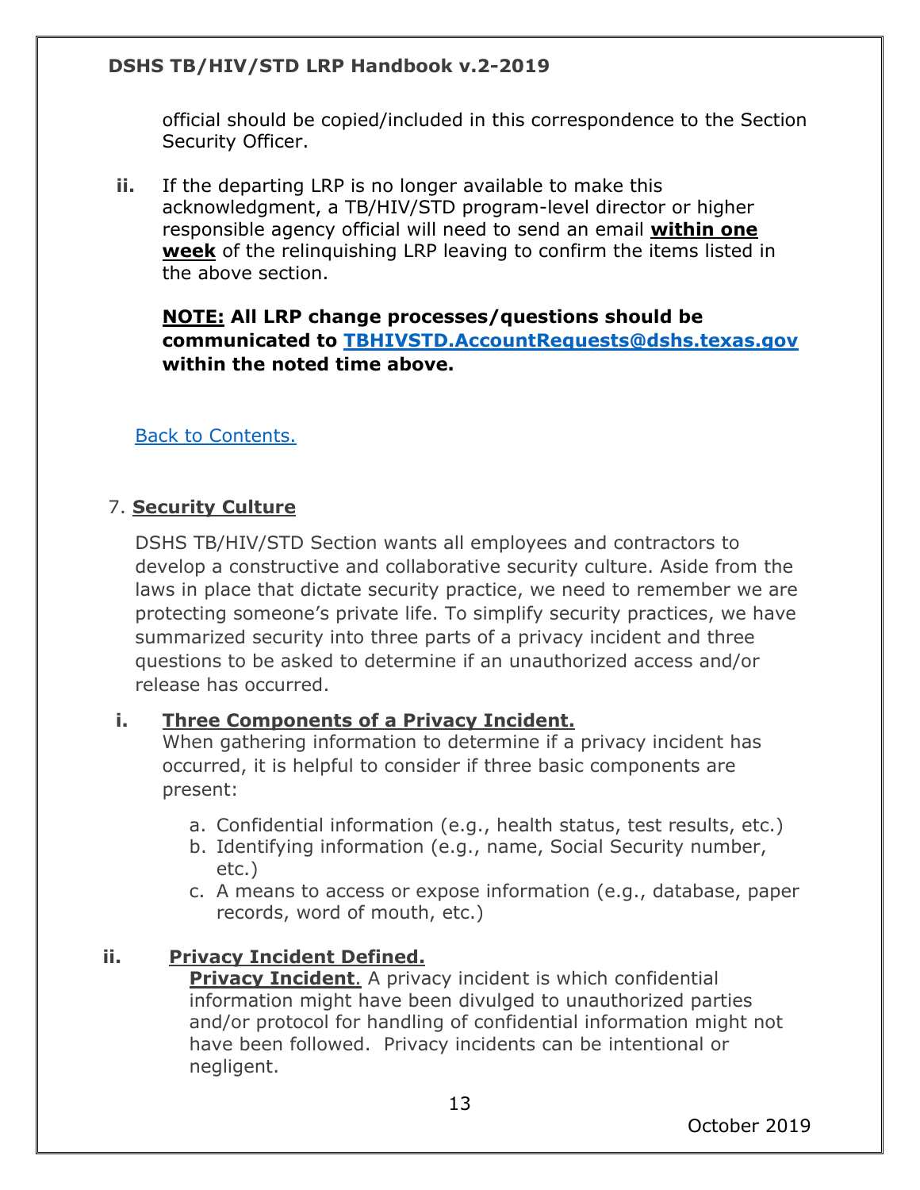official should be copied/included in this correspondence to the Section Security Officer.

**ii.** If the departing LRP is no longer available to make this acknowledgment, a TB/HIV/STD program-level director or higher responsible agency official will need to send an email **within one week** of the relinquishing LRP leaving to confirm the items listed in the above section.

**NOTE: All LRP change processes/questions should be communicated to [TBHIVSTD.AccountRequests@dshs.texas.gov](mailto:TBHIVSTD.AccountRequests@dshs.texas.gov) within the noted time above.**

Back to Contents.

## 7. Security Culture

DSHS TB/HIV/STD Section wants all employees and contractors to develop a constructive and collaborative security culture. Aside from the laws in place that dictate security practice, we need to remember we are protecting someone's private life. To simplify security practices, we have summarized security into three parts of a privacy incident and three questions to be asked to determine if an unauthorized access and/or release has occurred.

**i. Three Components of a Privacy Incident.**

When gathering information to determine if a privacy incident has occurred, it is helpful to consider if three basic components are present:

a. Confidential information (e.g., health status, test results, etc.)
b. Identifying information (e.g., name, Social Security number, etc.)
c. A means to access or expose information (e.g., database, paper records, word of mouth, etc.)

**ii. Privacy Incident Defined.**

**Privacy Incident**. A privacy incident is which confidential information might have been divulged to unauthorized parties and/or protocol for handling of confidential information might not have been followed. Privacy incidents can be intentional or negligent.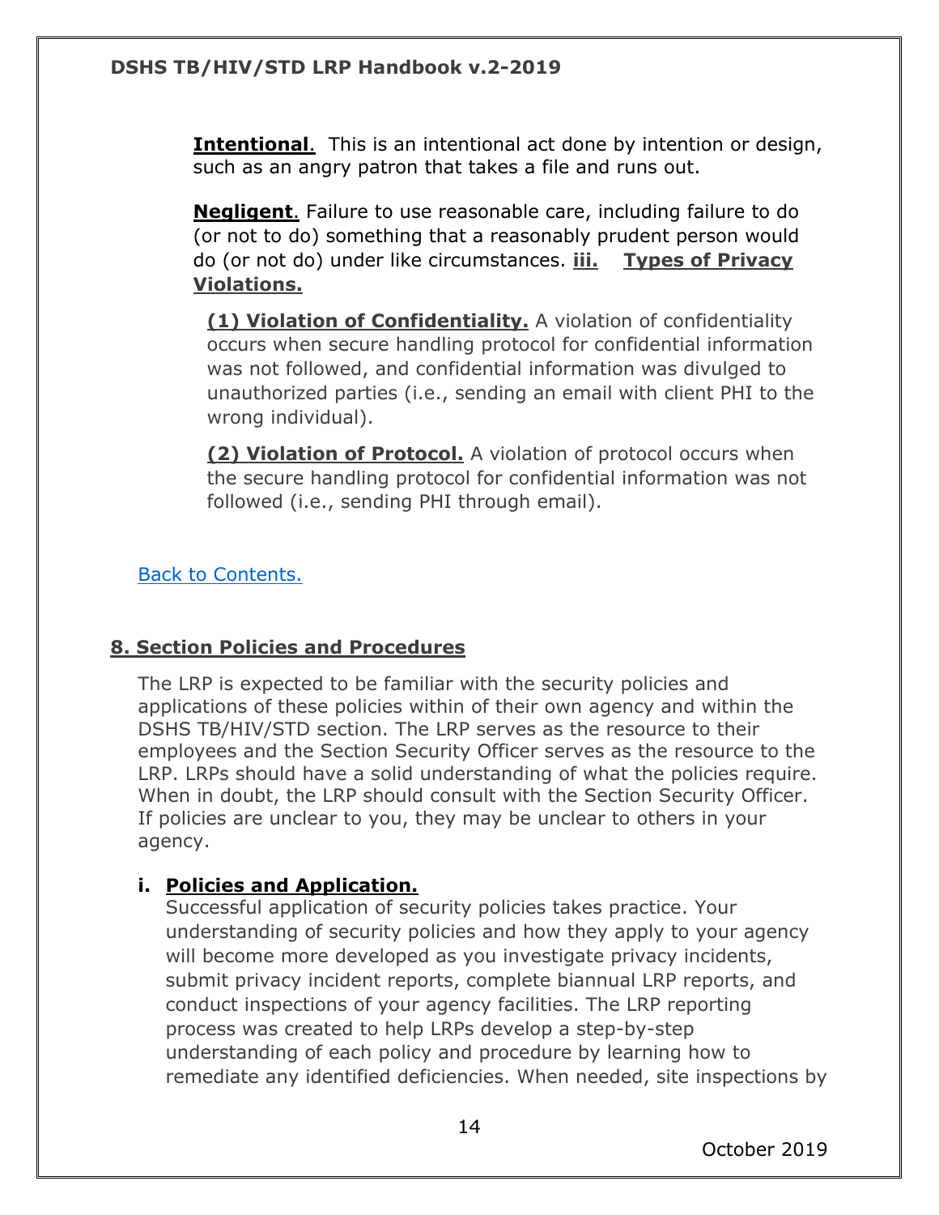**Intentional**. This is an intentional act done by intention or design, such as an angry patron that takes a file and runs out.

**Negligent**. Failure to use reasonable care, including failure to do (or not to do) something that a reasonably prudent person would do (or not do) under like circumstances. **iii. Types of Privacy Violations.**

**(1) Violation of Confidentiality.** A violation of confidentiality occurs when secure handling protocol for confidential information was not followed, and confidential information was divulged to unauthorized parties (i.e., sending an email with client PHI to the wrong individual).

**(2) Violation of Protocol.** A violation of protocol occurs when the secure handling protocol for confidential information was not followed (i.e., sending PHI through email).

Back to Contents.

## 8. Section Policies and Procedures

The LRP is expected to be familiar with the security policies and applications of these policies within of their own agency and within the DSHS TB/HIV/STD section. The LRP serves as the resource to their employees and the Section Security Officer serves as the resource to the LRP. LRPs should have a solid understanding of what the policies require. When in doubt, the LRP should consult with the Section Security Officer. If policies are unclear to you, they may be unclear to others in your agency.

### i. Policies and Application.

Successful application of security policies takes practice. Your understanding of security policies and how they apply to your agency will become more developed as you investigate privacy incidents, submit privacy incident reports, complete biannual LRP reports, and conduct inspections of your agency facilities. The LRP reporting process was created to help LRPs develop a step-by-step understanding of each policy and procedure by learning how to remediate any identified deficiencies. When needed, site inspections by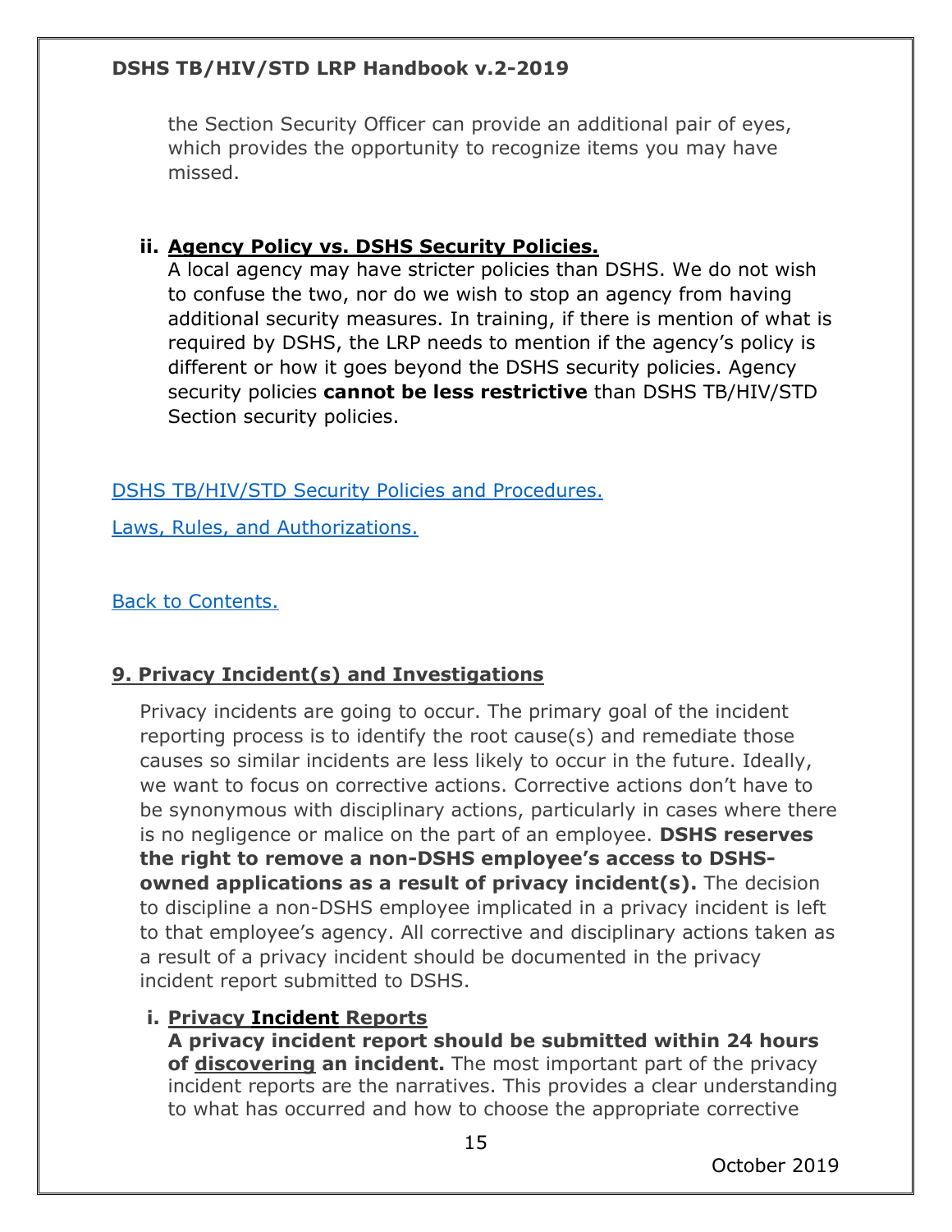the Section Security Officer can provide an additional pair of eyes, which provides the opportunity to recognize items you may have missed.

**ii. Agency Policy vs. DSHS Security Policies.**

A local agency may have stricter policies than DSHS. We do not wish to confuse the two, nor do we wish to stop an agency from having additional security measures. In training, if there is mention of what is required by DSHS, the LRP needs to mention if the agency's policy is different or how it goes beyond the DSHS security policies. Agency security policies **cannot be less restrictive** than DSHS TB/HIV/STD Section security policies.

DSHS TB/HIV/STD Security Policies and Procedures.

Laws, Rules, and Authorizations.

Back to Contents.

## 9. Privacy Incident(s) and Investigations

Privacy incidents are going to occur. The primary goal of the incident reporting process is to identify the root cause(s) and remediate those causes so similar incidents are less likely to occur in the future. Ideally, we want to focus on corrective actions. Corrective actions don't have to be synonymous with disciplinary actions, particularly in cases where there is no negligence or malice on the part of an employee. **DSHS reserves the right to remove a non-DSHS employee's access to DSHS-owned applications as a result of privacy incident(s).** The decision to discipline a non-DSHS employee implicated in a privacy incident is left to that employee's agency. All corrective and disciplinary actions taken as a result of a privacy incident should be documented in the privacy incident report submitted to DSHS.

**i. Privacy Incident Reports**

**A privacy incident report should be submitted within 24 hours of discovering an incident.** The most important part of the privacy incident reports are the narratives. This provides a clear understanding to what has occurred and how to choose the appropriate corrective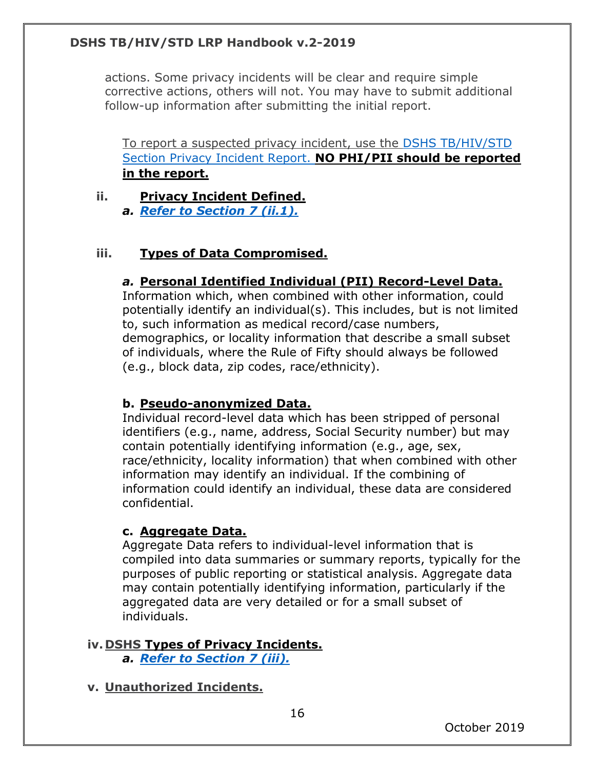actions. Some privacy incidents will be clear and require simple corrective actions, others will not. You may have to submit additional follow-up information after submitting the initial report.

To report a suspected privacy incident, use the DSHS TB/HIV/STD Section Privacy Incident Report. **NO PHI/PII should be reported in the report.**

**ii. Privacy Incident Defined.**

*a.* ***Refer to Section 7 (ii.1).***

**iii. Types of Data Compromised.**

***a.*** **Personal Identified Individual (PII) Record-Level Data.**
Information which, when combined with other information, could potentially identify an individual(s). This includes, but is not limited to, such information as medical record/case numbers, demographics, or locality information that describe a small subset of individuals, where the Rule of Fifty should always be followed (e.g., block data, zip codes, race/ethnicity).

**b. Pseudo-anonymized Data.**
Individual record-level data which has been stripped of personal identifiers (e.g., name, address, Social Security number) but may contain potentially identifying information (e.g., age, sex, race/ethnicity, locality information) that when combined with other information may identify an individual. If the combining of information could identify an individual, these data are considered confidential.

**c. Aggregate Data.**
Aggregate Data refers to individual-level information that is compiled into data summaries or summary reports, typically for the purposes of public reporting or statistical analysis. Aggregate data may contain potentially identifying information, particularly if the aggregated data are very detailed or for a small subset of individuals.

**iv. DSHS Types of Privacy Incidents.**

*a.* ***Refer to Section 7 (iii).***

**v. Unauthorized Incidents.**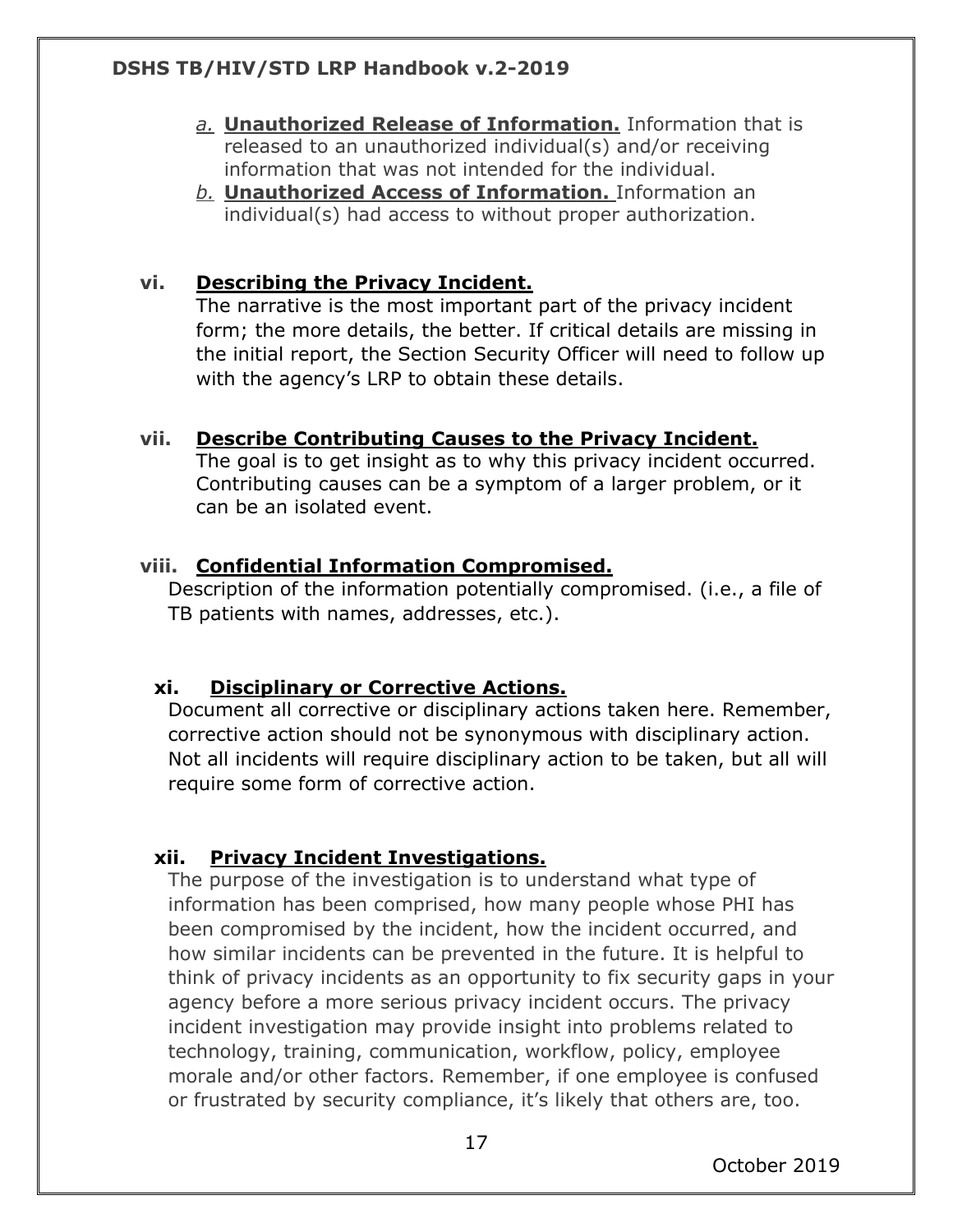*a.* **Unauthorized Release of Information.** Information that is released to an unauthorized individual(s) and/or receiving information that was not intended for the individual.

*b.* **Unauthorized Access of Information.** Information an individual(s) had access to without proper authorization.

**vi. Describing the Privacy Incident.**

The narrative is the most important part of the privacy incident form; the more details, the better. If critical details are missing in the initial report, the Section Security Officer will need to follow up with the agency's LRP to obtain these details.

**vii. Describe Contributing Causes to the Privacy Incident.**

The goal is to get insight as to why this privacy incident occurred. Contributing causes can be a symptom of a larger problem, or it can be an isolated event.

**viii. Confidential Information Compromised.**

Description of the information potentially compromised. (i.e., a file of TB patients with names, addresses, etc.).

**xi. Disciplinary or Corrective Actions.**

Document all corrective or disciplinary actions taken here. Remember, corrective action should not be synonymous with disciplinary action. Not all incidents will require disciplinary action to be taken, but all will require some form of corrective action.

**xii. Privacy Incident Investigations.**

The purpose of the investigation is to understand what type of information has been comprised, how many people whose PHI has been compromised by the incident, how the incident occurred, and how similar incidents can be prevented in the future. It is helpful to think of privacy incidents as an opportunity to fix security gaps in your agency before a more serious privacy incident occurs. The privacy incident investigation may provide insight into problems related to technology, training, communication, workflow, policy, employee morale and/or other factors. Remember, if one employee is confused or frustrated by security compliance, it's likely that others are, too.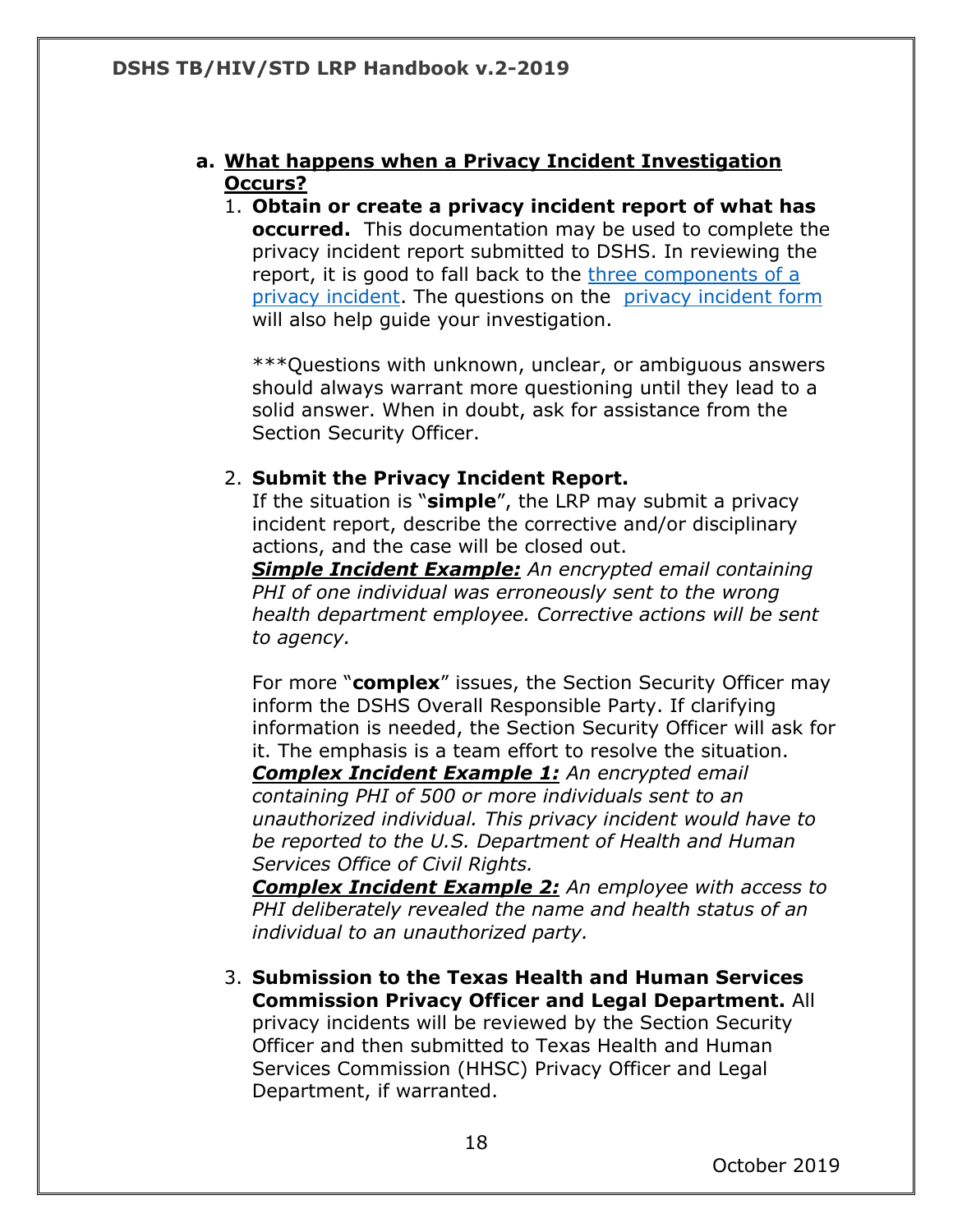a. **What happens when a Privacy Incident Investigation Occurs?**

1. **Obtain or create a privacy incident report of what has occurred.** This documentation may be used to complete the privacy incident report submitted to DSHS. In reviewing the report, it is good to fall back to the three components of a privacy incident. The questions on the privacy incident form will also help guide your investigation.

   ***Questions with unknown, unclear, or ambiguous answers should always warrant more questioning until they lead to a solid answer. When in doubt, ask for assistance from the Section Security Officer.

2. **Submit the Privacy Incident Report.**
   If the situation is "**simple**", the LRP may submit a privacy incident report, describe the corrective and/or disciplinary actions, and the case will be closed out.
   ***Simple Incident Example:*** *An encrypted email containing PHI of one individual was erroneously sent to the wrong health department employee. Corrective actions will be sent to agency.*

   For more "**complex**" issues, the Section Security Officer may inform the DSHS Overall Responsible Party. If clarifying information is needed, the Section Security Officer will ask for it. The emphasis is a team effort to resolve the situation.
   ***Complex Incident Example 1:*** *An encrypted email containing PHI of 500 or more individuals sent to an unauthorized individual. This privacy incident would have to be reported to the U.S. Department of Health and Human Services Office of Civil Rights.*
   ***Complex Incident Example 2:*** *An employee with access to PHI deliberately revealed the name and health status of an individual to an unauthorized party.*

3. **Submission to the Texas Health and Human Services Commission Privacy Officer and Legal Department.** All privacy incidents will be reviewed by the Section Security Officer and then submitted to Texas Health and Human Services Commission (HHSC) Privacy Officer and Legal Department, if warranted.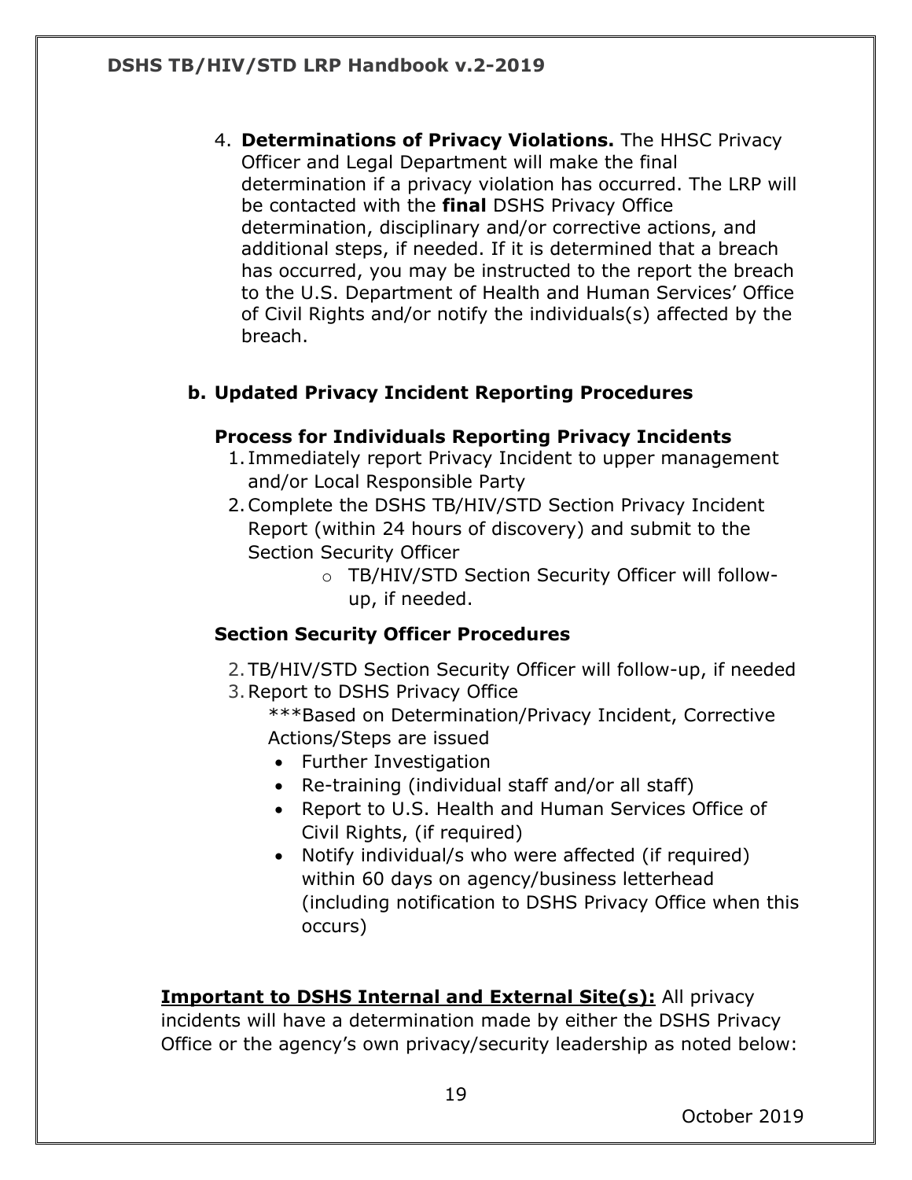4. **Determinations of Privacy Violations.** The HHSC Privacy Officer and Legal Department will make the final determination if a privacy violation has occurred. The LRP will be contacted with the **final** DSHS Privacy Office determination, disciplinary and/or corrective actions, and additional steps, if needed. If it is determined that a breach has occurred, you may be instructed to the report the breach to the U.S. Department of Health and Human Services' Office of Civil Rights and/or notify the individuals(s) affected by the breach.

### b. Updated Privacy Incident Reporting Procedures

#### Process for Individuals Reporting Privacy Incidents

1. Immediately report Privacy Incident to upper management and/or Local Responsible Party
2. Complete the DSHS TB/HIV/STD Section Privacy Incident Report (within 24 hours of discovery) and submit to the Section Security Officer
    - TB/HIV/STD Section Security Officer will follow-up, if needed.

#### Section Security Officer Procedures

2. TB/HIV/STD Section Security Officer will follow-up, if needed
3. Report to DSHS Privacy Office

   ***Based on Determination/Privacy Incident, Corrective Actions/Steps are issued

   - Further Investigation
   - Re-training (individual staff and/or all staff)
   - Report to U.S. Health and Human Services Office of Civil Rights, (if required)
   - Notify individual/s who were affected (if required) within 60 days on agency/business letterhead (including notification to DSHS Privacy Office when this occurs)

**<u>Important to DSHS Internal and External Site(s):</u>** All privacy incidents will have a determination made by either the DSHS Privacy Office or the agency's own privacy/security leadership as noted below: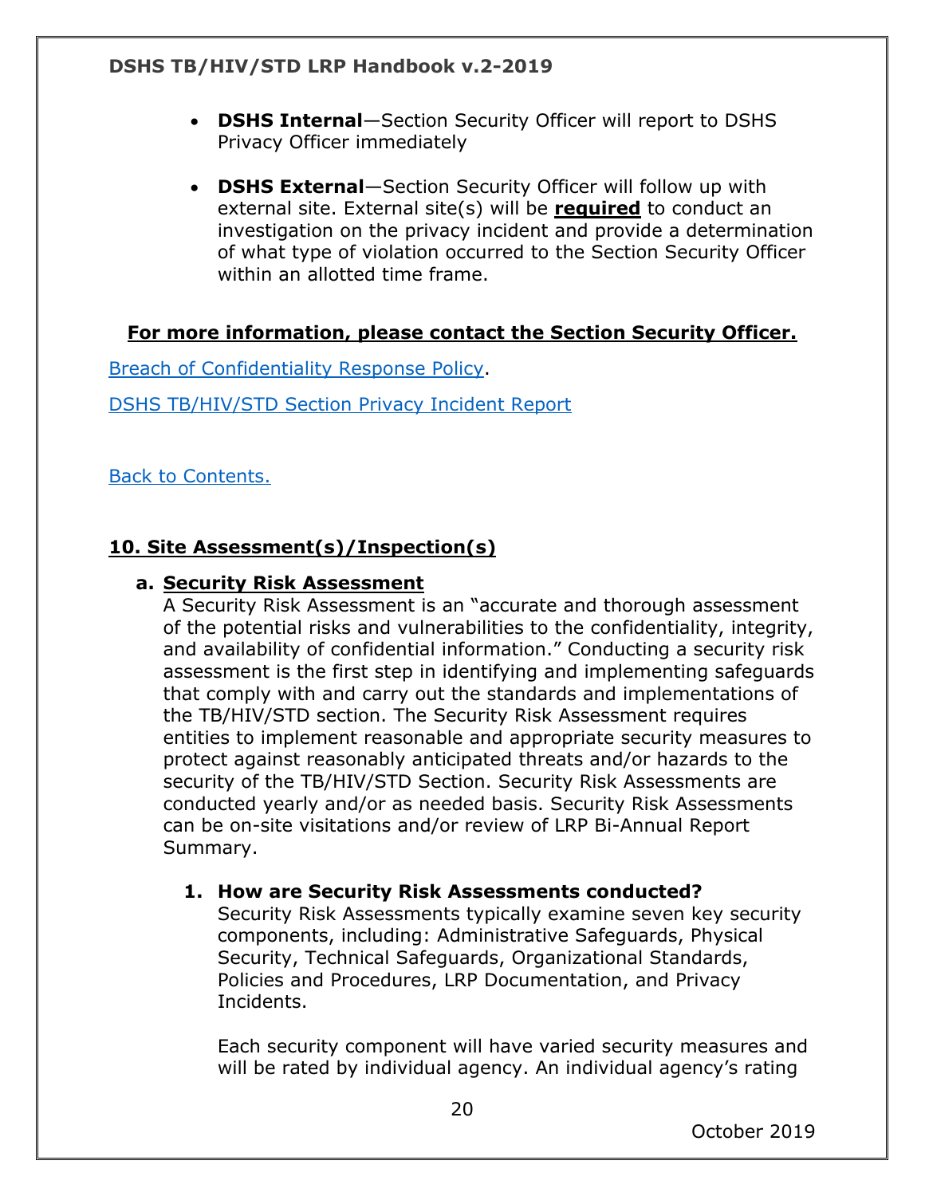- **DSHS Internal**—Section Security Officer will report to DSHS Privacy Officer immediately

- **DSHS External**—Section Security Officer will follow up with external site. External site(s) will be **required** to conduct an investigation on the privacy incident and provide a determination of what type of violation occurred to the Section Security Officer within an allotted time frame.

**For more information, please contact the Section Security Officer.**

Breach of Confidentiality Response Policy.

DSHS TB/HIV/STD Section Privacy Incident Report

Back to Contents.

## 10. Site Assessment(s)/Inspection(s)

### a. Security Risk Assessment

A Security Risk Assessment is an "accurate and thorough assessment of the potential risks and vulnerabilities to the confidentiality, integrity, and availability of confidential information." Conducting a security risk assessment is the first step in identifying and implementing safeguards that comply with and carry out the standards and implementations of the TB/HIV/STD section. The Security Risk Assessment requires entities to implement reasonable and appropriate security measures to protect against reasonably anticipated threats and/or hazards to the security of the TB/HIV/STD Section. Security Risk Assessments are conducted yearly and/or as needed basis. Security Risk Assessments can be on-site visitations and/or review of LRP Bi-Annual Report Summary.

1. **How are Security Risk Assessments conducted?**

   Security Risk Assessments typically examine seven key security components, including: Administrative Safeguards, Physical Security, Technical Safeguards, Organizational Standards, Policies and Procedures, LRP Documentation, and Privacy Incidents.

   Each security component will have varied security measures and will be rated by individual agency. An individual agency's rating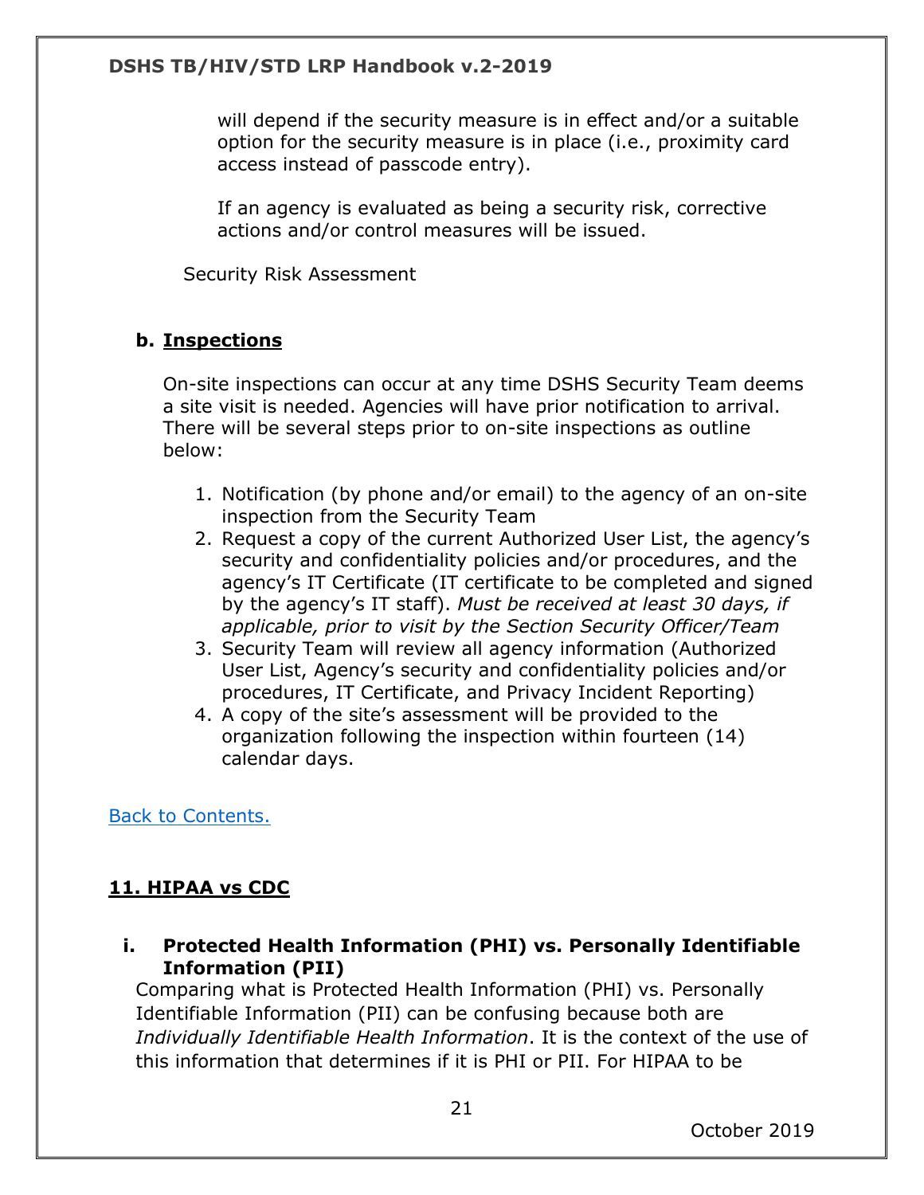will depend if the security measure is in effect and/or a suitable option for the security measure is in place (i.e., proximity card access instead of passcode entry).

If an agency is evaluated as being a security risk, corrective actions and/or control measures will be issued.

Security Risk Assessment

### b. Inspections

On-site inspections can occur at any time DSHS Security Team deems a site visit is needed. Agencies will have prior notification to arrival. There will be several steps prior to on-site inspections as outline below:

1. Notification (by phone and/or email) to the agency of an on-site inspection from the Security Team
2. Request a copy of the current Authorized User List, the agency's security and confidentiality policies and/or procedures, and the agency's IT Certificate (IT certificate to be completed and signed by the agency's IT staff). *Must be received at least 30 days, if applicable, prior to visit by the Section Security Officer/Team*
3. Security Team will review all agency information (Authorized User List, Agency's security and confidentiality policies and/or procedures, IT Certificate, and Privacy Incident Reporting)
4. A copy of the site's assessment will be provided to the organization following the inspection within fourteen (14) calendar days.

Back to Contents.

## 11. HIPAA vs CDC

### i. Protected Health Information (PHI) vs. Personally Identifiable Information (PII)

Comparing what is Protected Health Information (PHI) vs. Personally Identifiable Information (PII) can be confusing because both are *Individually Identifiable Health Information*. It is the context of the use of this information that determines if it is PHI or PII. For HIPAA to be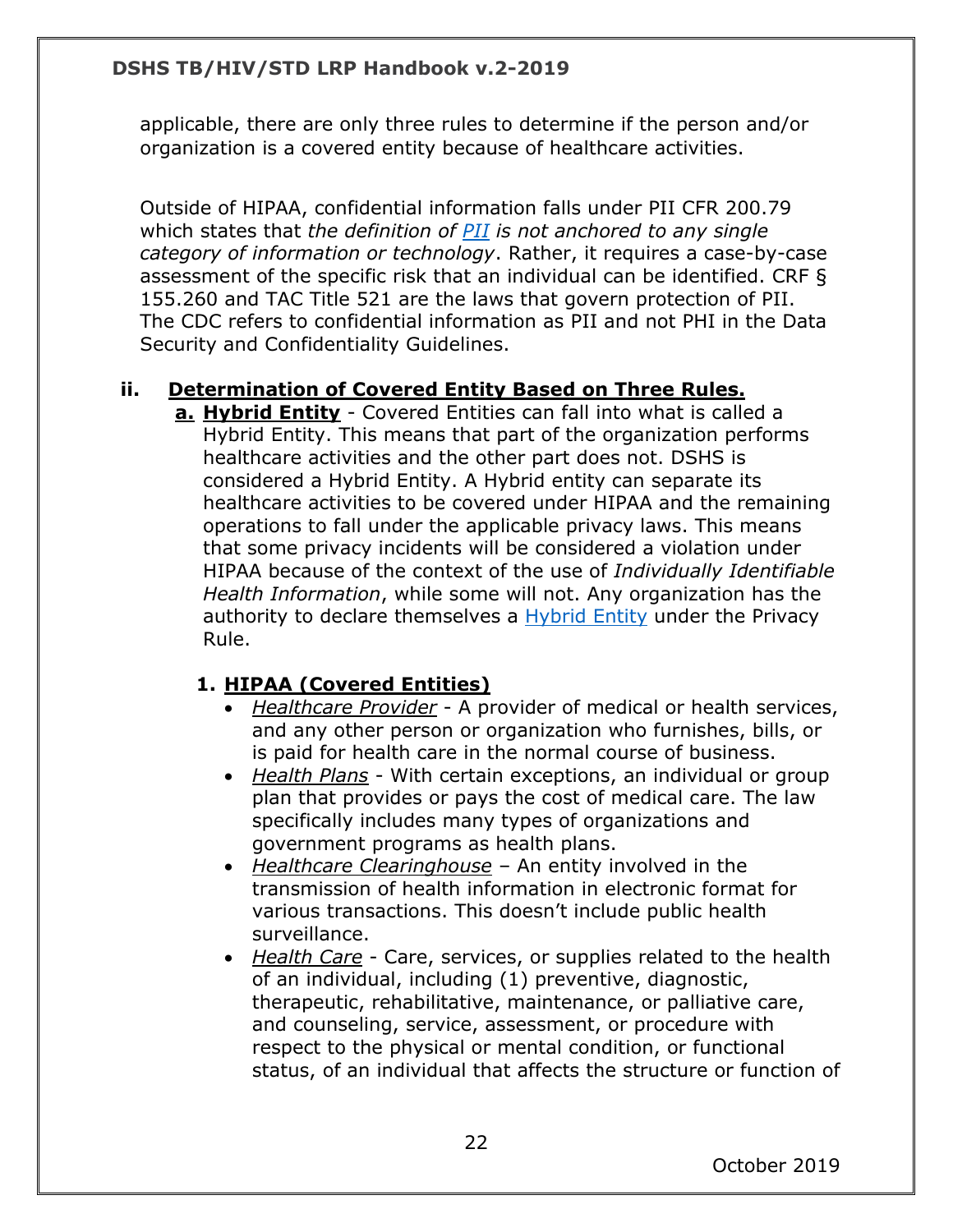applicable, there are only three rules to determine if the person and/or organization is a covered entity because of healthcare activities.

Outside of HIPAA, confidential information falls under PII CFR 200.79 which states that *the definition of [PII](PII) is not anchored to any single category of information or technology*. Rather, it requires a case-by-case assessment of the specific risk that an individual can be identified. CRF § 155.260 and TAC Title 521 are the laws that govern protection of PII. The CDC refers to confidential information as PII and not PHI in the Data Security and Confidentiality Guidelines.

### ii. Determination of Covered Entity Based on Three Rules.

**a. Hybrid Entity** - Covered Entities can fall into what is called a Hybrid Entity. This means that part of the organization performs healthcare activities and the other part does not. DSHS is considered a Hybrid Entity. A Hybrid entity can separate its healthcare activities to be covered under HIPAA and the remaining operations to fall under the applicable privacy laws. This means that some privacy incidents will be considered a violation under HIPAA because of the context of the use of *Individually Identifiable Health Information*, while some will not. Any organization has the authority to declare themselves a [Hybrid Entity](Hybrid Entity) under the Privacy Rule.

**1. HIPAA (Covered Entities)**

- *Healthcare Provider* - A provider of medical or health services, and any other person or organization who furnishes, bills, or is paid for health care in the normal course of business.
- *Health Plans* - With certain exceptions, an individual or group plan that provides or pays the cost of medical care. The law specifically includes many types of organizations and government programs as health plans.
- *Healthcare Clearinghouse* – An entity involved in the transmission of health information in electronic format for various transactions. This doesn't include public health surveillance.
- *Health Care* - Care, services, or supplies related to the health of an individual, including (1) preventive, diagnostic, therapeutic, rehabilitative, maintenance, or palliative care, and counseling, service, assessment, or procedure with respect to the physical or mental condition, or functional status, of an individual that affects the structure or function of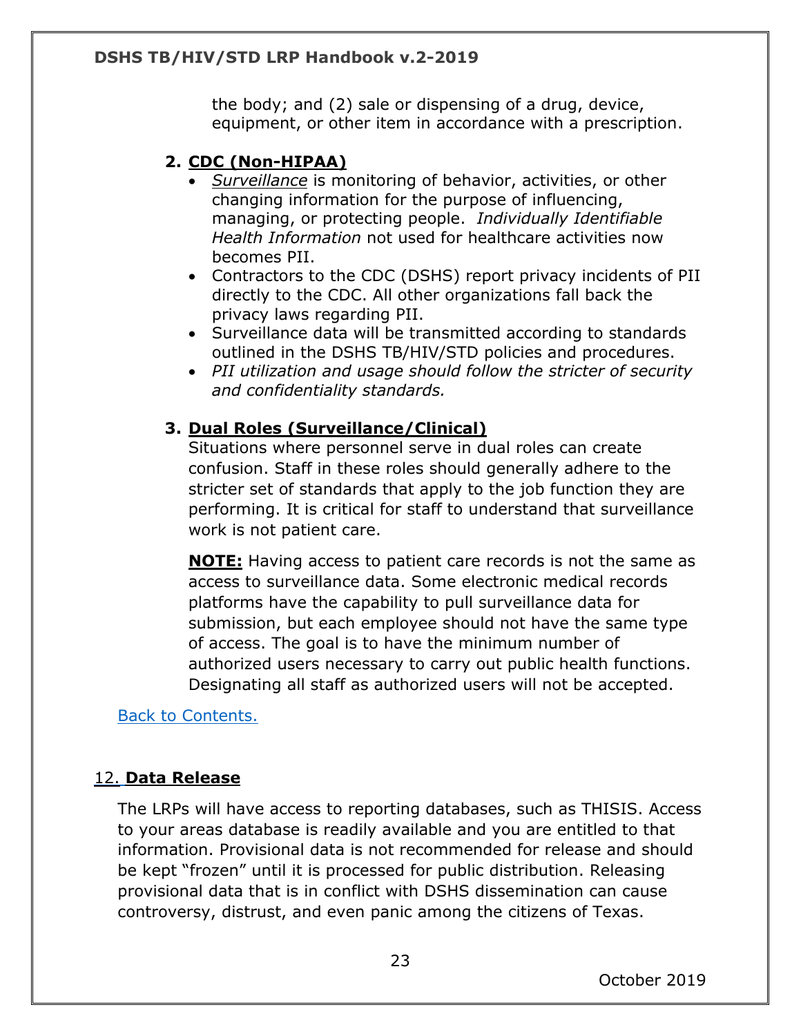the body; and (2) sale or dispensing of a drug, device, equipment, or other item in accordance with a prescription.

2. **CDC (Non-HIPAA)**
   - *Surveillance* is monitoring of behavior, activities, or other changing information for the purpose of influencing, managing, or protecting people. *Individually Identifiable Health Information* not used for healthcare activities now becomes PII.
   - Contractors to the CDC (DSHS) report privacy incidents of PII directly to the CDC. All other organizations fall back the privacy laws regarding PII.
   - Surveillance data will be transmitted according to standards outlined in the DSHS TB/HIV/STD policies and procedures.
   - *PII utilization and usage should follow the stricter of security and confidentiality standards.*

3. **Dual Roles (Surveillance/Clinical)**

   Situations where personnel serve in dual roles can create confusion. Staff in these roles should generally adhere to the stricter set of standards that apply to the job function they are performing. It is critical for staff to understand that surveillance work is not patient care.

   **NOTE:** Having access to patient care records is not the same as access to surveillance data. Some electronic medical records platforms have the capability to pull surveillance data for submission, but each employee should not have the same type of access. The goal is to have the minimum number of authorized users necessary to carry out public health functions. Designating all staff as authorized users will not be accepted.

Back to Contents.

## 12. Data Release

The LRPs will have access to reporting databases, such as THISIS. Access to your areas database is readily available and you are entitled to that information. Provisional data is not recommended for release and should be kept "frozen" until it is processed for public distribution. Releasing provisional data that is in conflict with DSHS dissemination can cause controversy, distrust, and even panic among the citizens of Texas.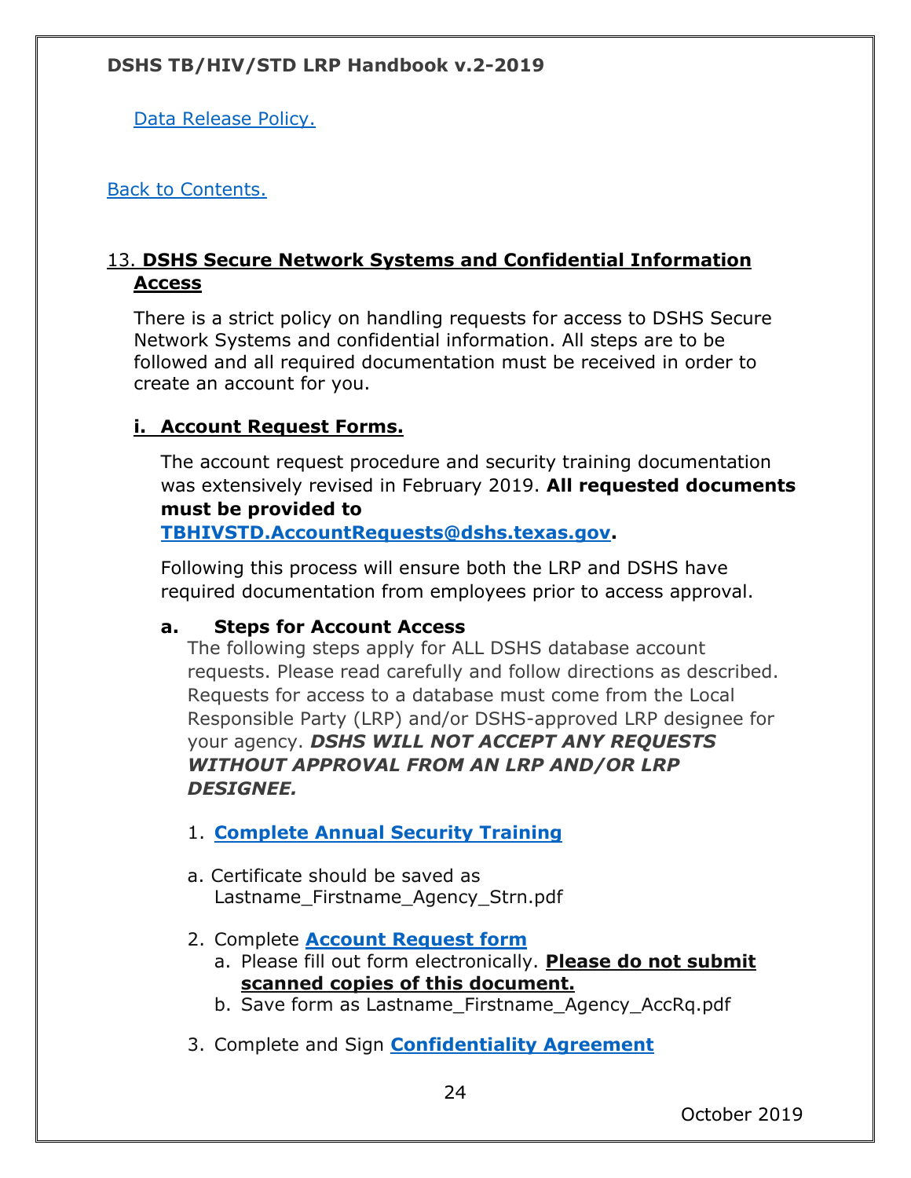Data Release Policy.

Back to Contents.

## 13. DSHS Secure Network Systems and Confidential Information Access

There is a strict policy on handling requests for access to DSHS Secure Network Systems and confidential information. All steps are to be followed and all required documentation must be received in order to create an account for you.

### i. Account Request Forms.

The account request procedure and security training documentation was extensively revised in February 2019. **All requested documents must be provided to TBHIVSTD.AccountRequests@dshs.texas.gov.**

Following this process will ensure both the LRP and DSHS have required documentation from employees prior to access approval.

#### a. Steps for Account Access

The following steps apply for ALL DSHS database account requests. Please read carefully and follow directions as described. Requests for access to a database must come from the Local Responsible Party (LRP) and/or DSHS-approved LRP designee for your agency. ***DSHS WILL NOT ACCEPT ANY REQUESTS WITHOUT APPROVAL FROM AN LRP AND/OR LRP DESIGNEE.***

1. **Complete Annual Security Training**

   a. Certificate should be saved as Lastname_Firstname_Agency_Strn.pdf

2. Complete **Account Request form**
   a. Please fill out form electronically. **Please do not submit scanned copies of this document.**
   b. Save form as Lastname_Firstname_Agency_AccRq.pdf

3. Complete and Sign **Confidentiality Agreement**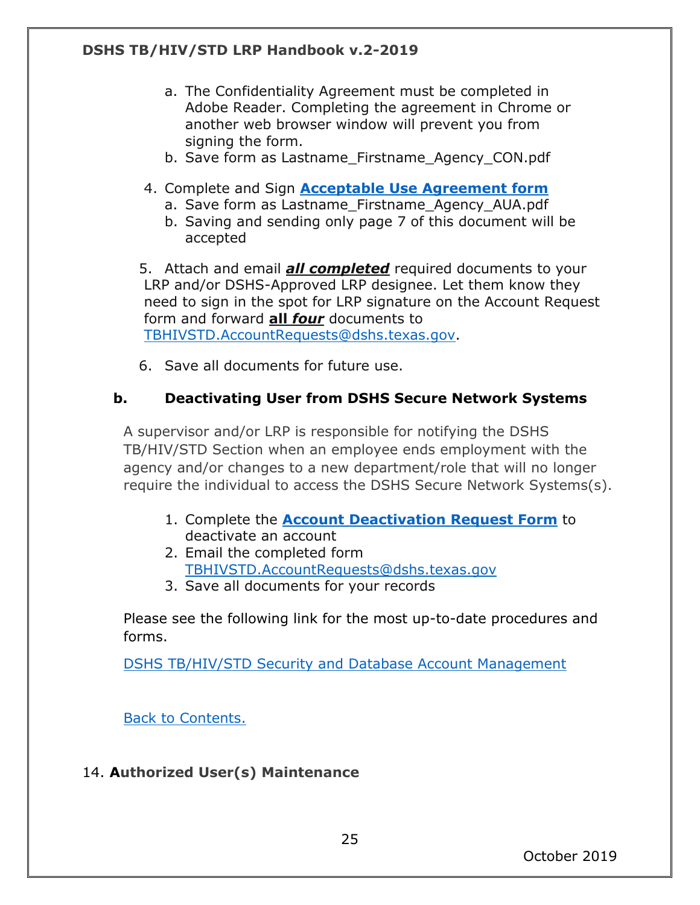a. The Confidentiality Agreement must be completed in Adobe Reader. Completing the agreement in Chrome or another web browser window will prevent you from signing the form.
   b. Save form as Lastname_Firstname_Agency_CON.pdf

4. Complete and Sign **Acceptable Use Agreement form**
   a. Save form as Lastname_Firstname_Agency_AUA.pdf
   b. Saving and sending only page 7 of this document will be accepted

5. Attach and email ***all completed*** required documents to your LRP and/or DSHS-Approved LRP designee. Let them know they need to sign in the spot for LRP signature on the Account Request form and forward **all *four*** documents to TBHIVSTD.AccountRequests@dshs.texas.gov.

6. Save all documents for future use.

### b. Deactivating User from DSHS Secure Network Systems

A supervisor and/or LRP is responsible for notifying the DSHS TB/HIV/STD Section when an employee ends employment with the agency and/or changes to a new department/role that will no longer require the individual to access the DSHS Secure Network Systems(s).

1. Complete the **Account Deactivation Request Form** to deactivate an account
2. Email the completed form TBHIVSTD.AccountRequests@dshs.texas.gov
3. Save all documents for your records

Please see the following link for the most up-to-date procedures and forms.

DSHS TB/HIV/STD Security and Database Account Management

Back to Contents.

## 14. Authorized User(s) Maintenance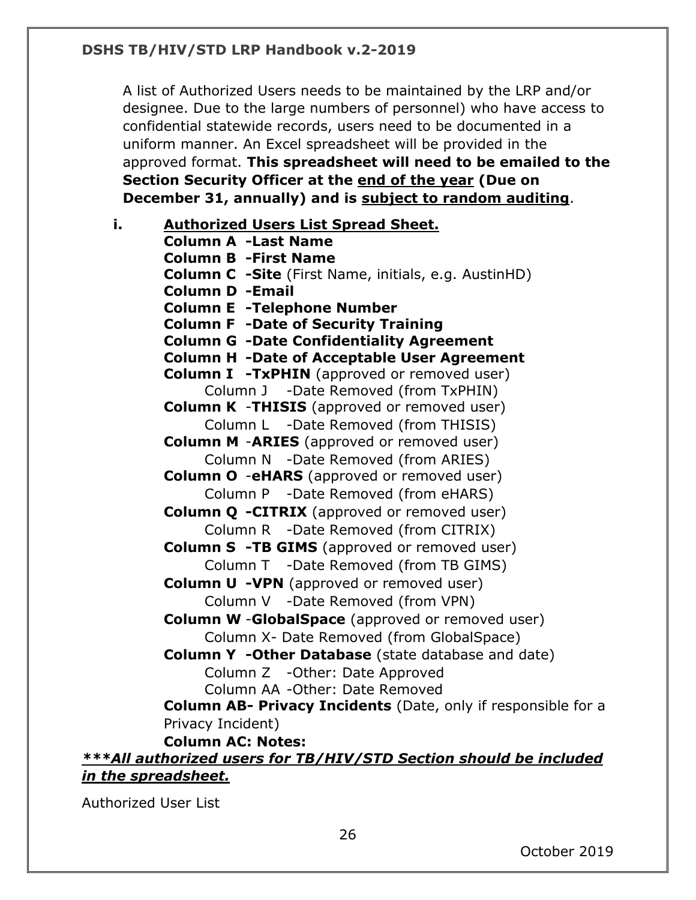A list of Authorized Users needs to be maintained by the LRP and/or designee. Due to the large numbers of personnel) who have access to confidential statewide records, users need to be documented in a uniform manner. An Excel spreadsheet will be provided in the approved format. **This spreadsheet will need to be emailed to the Section Security Officer at the <u>end of the year</u> (Due on December 31, annually) and is <u>subject to random auditing</u>**.

**i. <u>Authorized Users List Spread Sheet.</u>**

**Column A -Last Name**
**Column B -First Name**
**Column C -Site** (First Name, initials, e.g. AustinHD)
**Column D -Email**
**Column E -Telephone Number**
**Column F -Date of Security Training**
**Column G -Date Confidentiality Agreement**
**Column H -Date of Acceptable User Agreement**
**Column I -TxPHIN** (approved or removed user)
 Column J -Date Removed (from TxPHIN)
**Column K** -**THISIS** (approved or removed user)
 Column L -Date Removed (from THISIS)
**Column M** -**ARIES** (approved or removed user)
 Column N -Date Removed (from ARIES)
**Column O** -**eHARS** (approved or removed user)
 Column P -Date Removed (from eHARS)
**Column Q -CITRIX** (approved or removed user)
 Column R -Date Removed (from CITRIX)
**Column S -TB GIMS** (approved or removed user)
 Column T -Date Removed (from TB GIMS)
**Column U -VPN** (approved or removed user)
 Column V -Date Removed (from VPN)
**Column W** -**GlobalSpace** (approved or removed user)
 Column X- Date Removed (from GlobalSpace)
**Column Y -Other Database** (state database and date)
 Column Z -Other: Date Approved
 Column AA -Other: Date Removed
**Column AB- Privacy Incidents** (Date, only if responsible for a Privacy Incident)
**Column AC: Notes:**

***\*\*\*<u>All authorized users for TB/HIV/STD Section should be included in the spreadsheet.</u>***

Authorized User List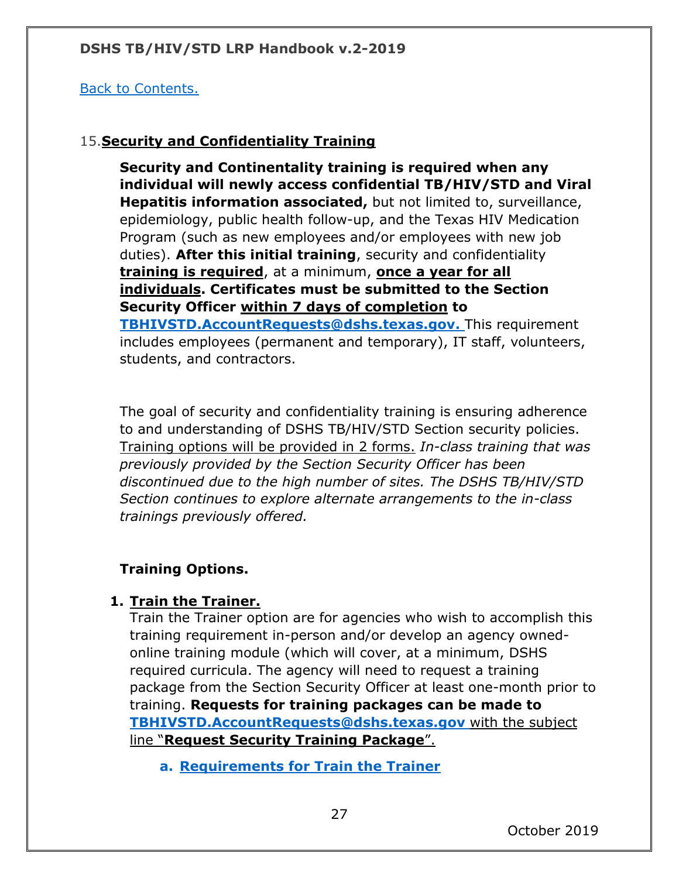Back to Contents.

## 15. **Security and Confidentiality Training**

**Security and Continentality training is required when any individual will newly access confidential TB/HIV/STD and Viral Hepatitis information associated,** but not limited to, surveillance, epidemiology, public health follow-up, and the Texas HIV Medication Program (such as new employees and/or employees with new job duties). **After this initial training**, security and confidentiality **training is required**, at a minimum, **once a year for all individuals. Certificates must be submitted to the Section Security Officer within 7 days of completion to TBHIVSTD.AccountRequests@dshs.texas.gov.** This requirement includes employees (permanent and temporary), IT staff, volunteers, students, and contractors.

The goal of security and confidentiality training is ensuring adherence to and understanding of DSHS TB/HIV/STD Section security policies. Training options will be provided in 2 forms. *In-class training that was previously provided by the Section Security Officer has been discontinued due to the high number of sites. The DSHS TB/HIV/STD Section continues to explore alternate arrangements to the in-class trainings previously offered.*

**Training Options.**

1. **Train the Trainer.**
   Train the Trainer option are for agencies who wish to accomplish this training requirement in-person and/or develop an agency owned-online training module (which will cover, at a minimum, DSHS required curricula. The agency will need to request a training package from the Section Security Officer at least one-month prior to training. **Requests for training packages can be made to TBHIVSTD.AccountRequests@dshs.texas.gov** with the subject line "**Request Security Training Package**".

   a. **Requirements for Train the Trainer**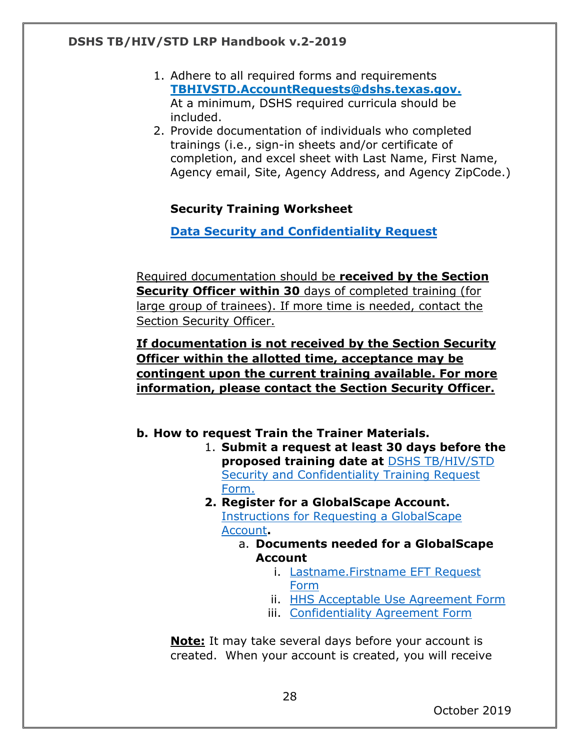1. Adhere to all required forms and requirements **TBHIVSTD.AccountRequests@dshs.texas.gov.** At a minimum, DSHS required curricula should be included.
2. Provide documentation of individuals who completed trainings (i.e., sign-in sheets and/or certificate of completion, and excel sheet with Last Name, First Name, Agency email, Site, Agency Address, and Agency ZipCode.)

**Security Training Worksheet**

**Data Security and Confidentiality Request**

Required documentation should be **received by the Section Security Officer within 30** days of completed training (for large group of trainees). If more time is needed, contact the Section Security Officer.

**If documentation is not received by the Section Security Officer within the allotted time, acceptance may be contingent upon the current training available. For more information, please contact the Section Security Officer.**

**b. How to request Train the Trainer Materials.**

1. **Submit a request at least 30 days before the proposed training date at** DSHS TB/HIV/STD Security and Confidentiality Training Request Form.
2. **Register for a GlobalScape Account.** Instructions for Requesting a GlobalScape Account**.**
   a. **Documents needed for a GlobalScape Account**
      i. Lastname.Firstname EFT Request Form
      ii. HHS Acceptable Use Agreement Form
      iii. Confidentiality Agreement Form

**Note:** It may take several days before your account is created. When your account is created, you will receive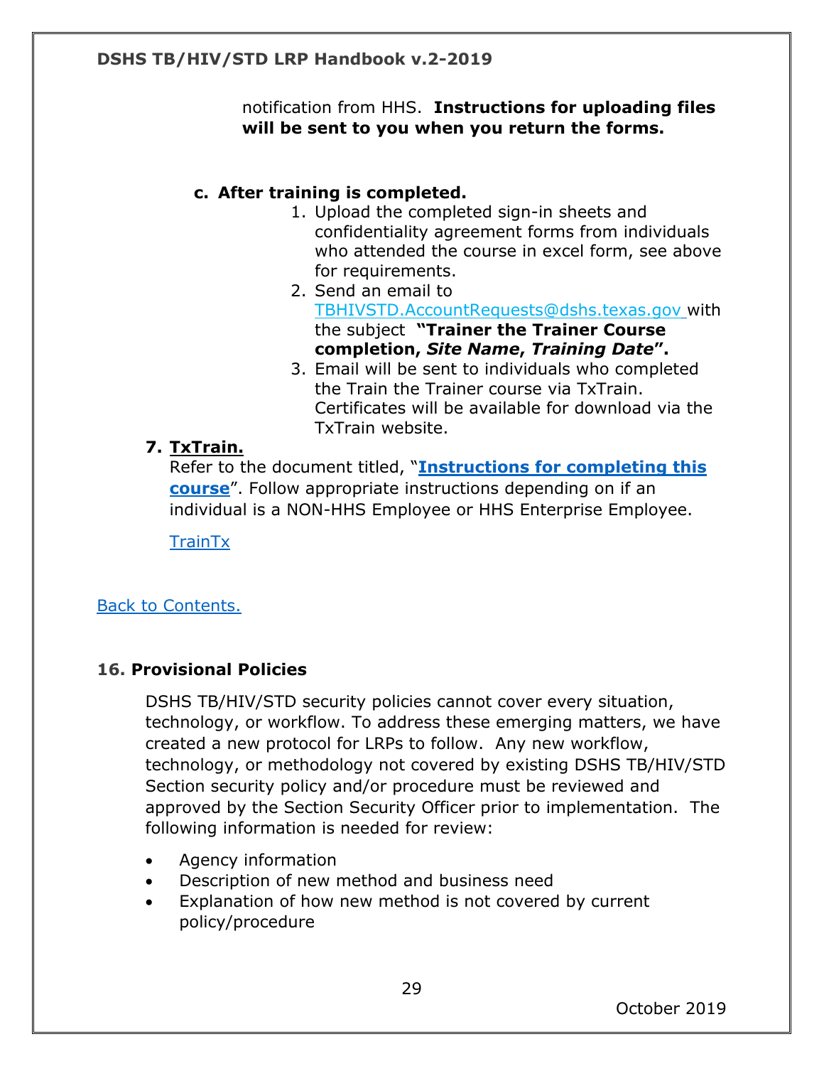notification from HHS. **Instructions for uploading files will be sent to you when you return the forms.**

**c. After training is completed.**

1. Upload the completed sign-in sheets and confidentiality agreement forms from individuals who attended the course in excel form, see above for requirements.
2. Send an email to TBHIVSTD.AccountRequests@dshs.texas.gov with the subject **"Trainer the Trainer Course completion, *Site Name*, *Training Date*".**
3. Email will be sent to individuals who completed the Train the Trainer course via TxTrain. Certificates will be available for download via the TxTrain website.

**7. <u>TxTrain.</u>**

Refer to the document titled, "**Instructions for completing this course**". Follow appropriate instructions depending on if an individual is a NON-HHS Employee or HHS Enterprise Employee.

TrainTx

Back to Contents.

## 16. Provisional Policies

DSHS TB/HIV/STD security policies cannot cover every situation, technology, or workflow. To address these emerging matters, we have created a new protocol for LRPs to follow. Any new workflow, technology, or methodology not covered by existing DSHS TB/HIV/STD Section security policy and/or procedure must be reviewed and approved by the Section Security Officer prior to implementation. The following information is needed for review:

- Agency information
- Description of new method and business need
- Explanation of how new method is not covered by current policy/procedure

October 2019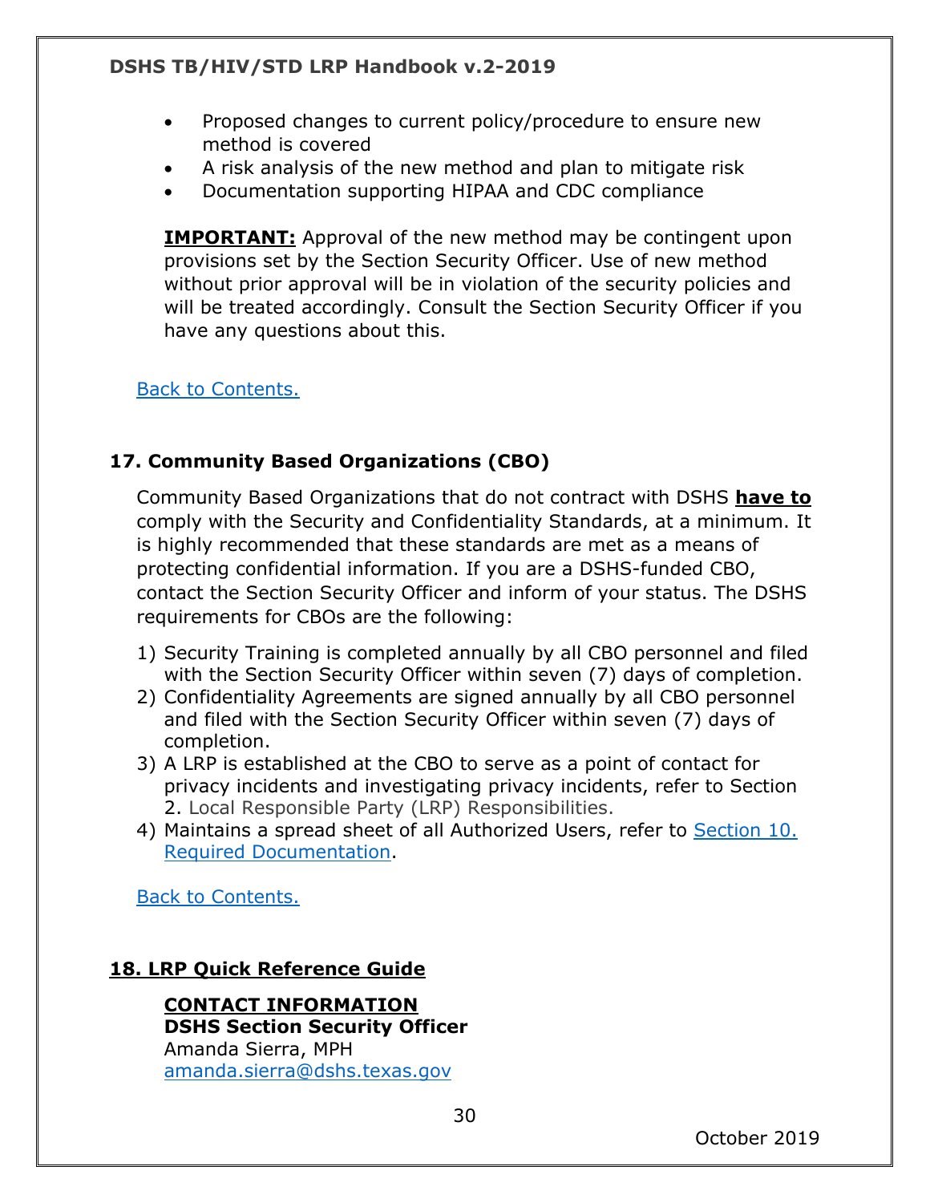- Proposed changes to current policy/procedure to ensure new method is covered
- A risk analysis of the new method and plan to mitigate risk
- Documentation supporting HIPAA and CDC compliance

**IMPORTANT:** Approval of the new method may be contingent upon provisions set by the Section Security Officer. Use of new method without prior approval will be in violation of the security policies and will be treated accordingly. Consult the Section Security Officer if you have any questions about this.

Back to Contents.

## 17. Community Based Organizations (CBO)

Community Based Organizations that do not contract with DSHS **have to** comply with the Security and Confidentiality Standards, at a minimum. It is highly recommended that these standards are met as a means of protecting confidential information. If you are a DSHS-funded CBO, contact the Section Security Officer and inform of your status. The DSHS requirements for CBOs are the following:

1) Security Training is completed annually by all CBO personnel and filed with the Section Security Officer within seven (7) days of completion.
2) Confidentiality Agreements are signed annually by all CBO personnel and filed with the Section Security Officer within seven (7) days of completion.
3) A LRP is established at the CBO to serve as a point of contact for privacy incidents and investigating privacy incidents, refer to Section 2. Local Responsible Party (LRP) Responsibilities.
4) Maintains a spread sheet of all Authorized Users, refer to Section 10. Required Documentation.

Back to Contents.

## 18. LRP Quick Reference Guide

**CONTACT INFORMATION**
**DSHS Section Security Officer**
Amanda Sierra, MPH
amanda.sierra@dshs.texas.gov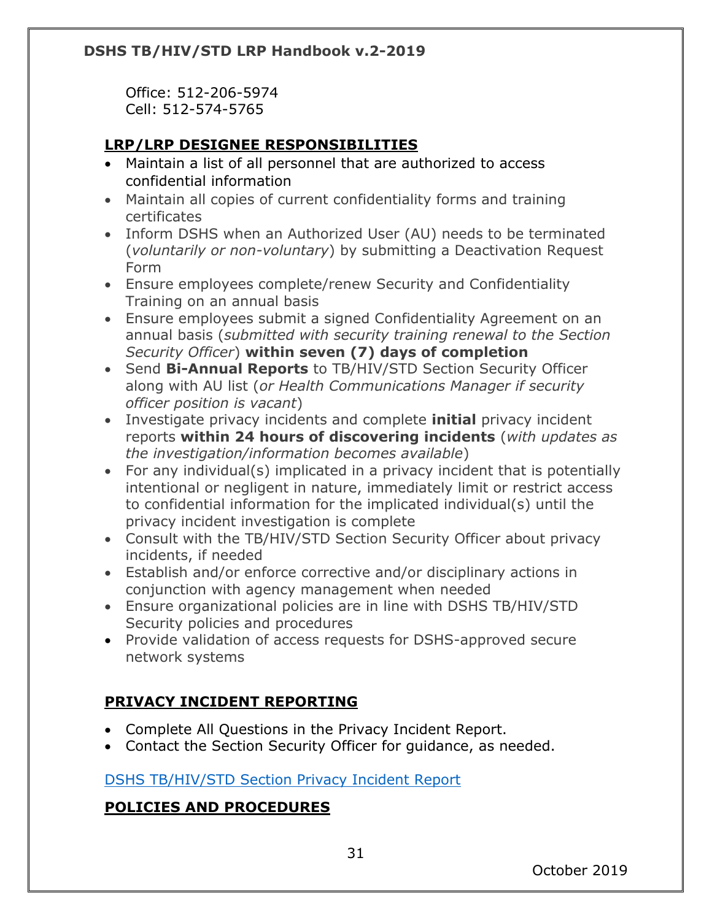Office: 512-206-5974
Cell: 512-574-5765

## LRP/LRP DESIGNEE RESPONSIBILITIES

- Maintain a list of all personnel that are authorized to access confidential information
- Maintain all copies of current confidentiality forms and training certificates
- Inform DSHS when an Authorized User (AU) needs to be terminated (*voluntarily or non-voluntary*) by submitting a Deactivation Request Form
- Ensure employees complete/renew Security and Confidentiality Training on an annual basis
- Ensure employees submit a signed Confidentiality Agreement on an annual basis (*submitted with security training renewal to the Section Security Officer*) **within seven (7) days of completion**
- Send **Bi-Annual Reports** to TB/HIV/STD Section Security Officer along with AU list (*or Health Communications Manager if security officer position is vacant*)
- Investigate privacy incidents and complete **initial** privacy incident reports **within 24 hours of discovering incidents** (*with updates as the investigation/information becomes available*)
- For any individual(s) implicated in a privacy incident that is potentially intentional or negligent in nature, immediately limit or restrict access to confidential information for the implicated individual(s) until the privacy incident investigation is complete
- Consult with the TB/HIV/STD Section Security Officer about privacy incidents, if needed
- Establish and/or enforce corrective and/or disciplinary actions in conjunction with agency management when needed
- Ensure organizational policies are in line with DSHS TB/HIV/STD Security policies and procedures
- Provide validation of access requests for DSHS-approved secure network systems

## PRIVACY INCIDENT REPORTING

- Complete All Questions in the Privacy Incident Report.
- Contact the Section Security Officer for guidance, as needed.

DSHS TB/HIV/STD Section Privacy Incident Report

## POLICIES AND PROCEDURES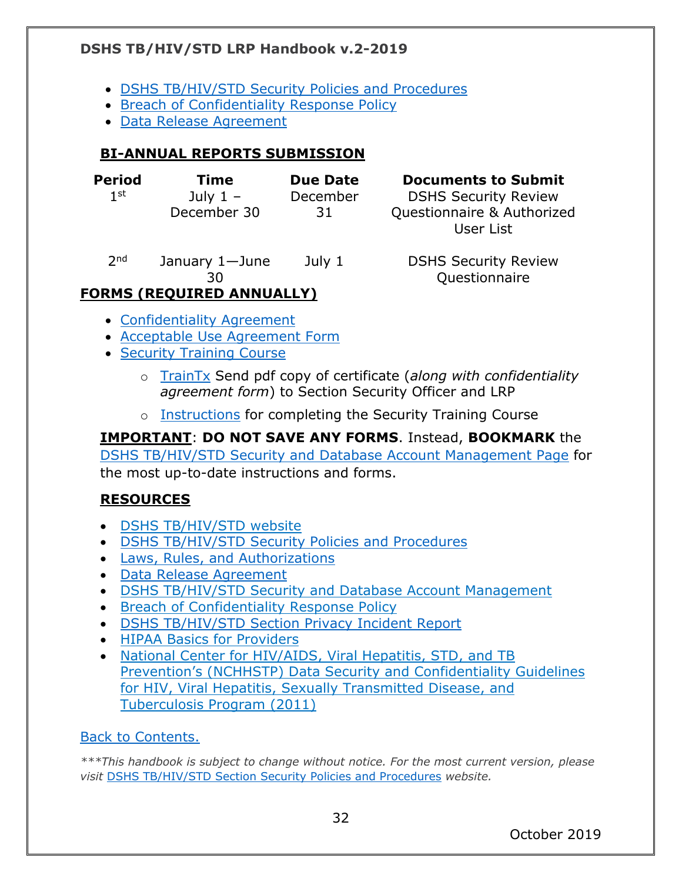- DSHS TB/HIV/STD Security Policies and Procedures
- Breach of Confidentiality Response Policy
- Data Release Agreement

## BI-ANNUAL REPORTS SUBMISSION

| Period | Time | Due Date | Documents to Submit |
| --- | --- | --- | --- |
| 1st | July 1 – December 30 | December 31 | DSHS Security Review Questionnaire & Authorized User List |
| 2nd | January 1—June 30 | July 1 | DSHS Security Review Questionnaire |

## FORMS (REQUIRED ANNUALLY)

- Confidentiality Agreement
- Acceptable Use Agreement Form
- Security Training Course
  - TrainTx Send pdf copy of certificate (*along with confidentiality agreement form*) to Section Security Officer and LRP
  - Instructions for completing the Security Training Course

**IMPORTANT**: **DO NOT SAVE ANY FORMS**. Instead, **BOOKMARK** the DSHS TB/HIV/STD Security and Database Account Management Page for the most up-to-date instructions and forms.

## RESOURCES

- DSHS TB/HIV/STD website
- DSHS TB/HIV/STD Security Policies and Procedures
- Laws, Rules, and Authorizations
- Data Release Agreement
- DSHS TB/HIV/STD Security and Database Account Management
- Breach of Confidentiality Response Policy
- DSHS TB/HIV/STD Section Privacy Incident Report
- HIPAA Basics for Providers
- National Center for HIV/AIDS, Viral Hepatitis, STD, and TB Prevention's (NCHHSTP) Data Security and Confidentiality Guidelines for HIV, Viral Hepatitis, Sexually Transmitted Disease, and Tuberculosis Program (2011)

Back to Contents.

*\*\*\*This handbook is subject to change without notice. For the most current version, please visit* DSHS TB/HIV/STD Section Security Policies and Procedures *website.*

October 2019